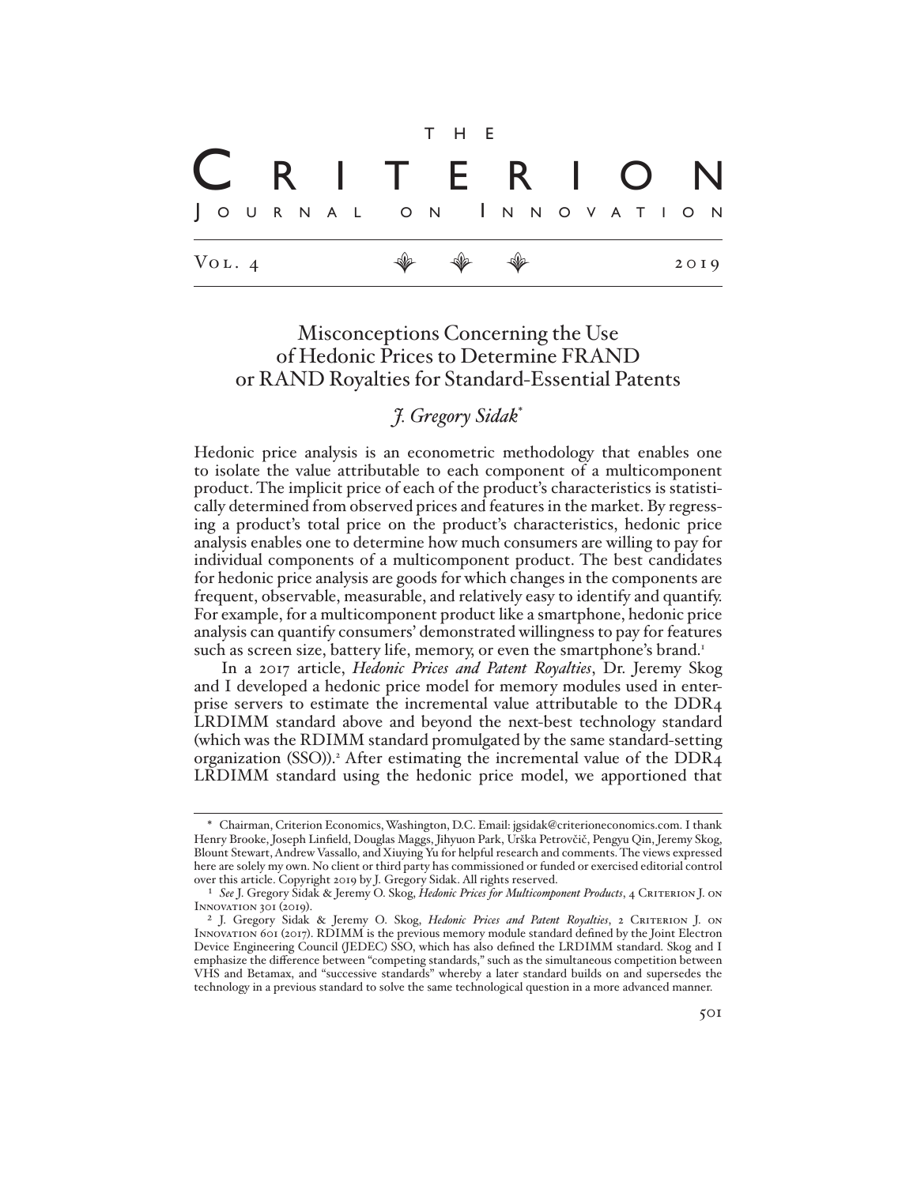# Misconceptions Concerning the Use of Hedonic Prices to Determine FRAND or RAND Royalties for Standard-Essential Patents

## *J. Gregory Sidak*[*]

Hedonic price analysis is an econometric methodology that enables one to isolate the value attributable to each component of a multicomponent product. The implicit price of each of the product's characteristics is statistically determined from observed prices and features in the market. By regressing a product's total price on the product's characteristics, hedonic price analysis enables one to determine how much consumers are willing to pay for individual components of a multicomponent product. The best candidates for hedonic price analysis are goods for which changes in the components are frequent, observable, measurable, and relatively easy to identify and quantify. For example, for a multicomponent product like a smartphone, hedonic price analysis can quantify consumers' demonstrated willingness to pay for features such as screen size, battery life, memory, or even the smartphone's brand.[1]

In a 2017 article, *Hedonic Prices and Patent Royalties*, Dr. Jeremy Skog and I developed a hedonic price model for memory modules used in enterprise servers to estimate the incremental value attributable to the DDR4 LRDIMM standard above and beyond the next-best technology standard (which was the RDIMM standard promulgated by the same standard-setting organization (SSO)).[2] After estimating the incremental value of the DDR4 LRDIMM standard using the hedonic price model, we apportioned that

---

[*] Chairman, Criterion Economics, Washington, D.C. Email: jgsidak@criterioneconomics.com. I thank Henry Brooke, Joseph Linfield, Douglas Maggs, Jihyuon Park, Urška Petrovčič, Pengyu Qin, Jeremy Skog, Blount Stewart, Andrew Vassallo, and Xiuying Yu for helpful research and comments. The views expressed here are solely my own. No client or third party has commissioned or funded or exercised editorial control over this article. Copyright 2019 by J. Gregory Sidak. All rights reserved.

[1] *See* J. Gregory Sidak & Jeremy O. Skog, *Hedonic Prices for Multicomponent Products*, 4 Criterion J. on Innovation 301 (2019).

[2] J. Gregory Sidak & Jeremy O. Skog, *Hedonic Prices and Patent Royalties*, 2 Criterion J. on Innovation 601 (2017). RDIMM is the previous memory module standard defined by the Joint Electron Device Engineering Council (JEDEC) SSO, which has also defined the LRDIMM standard. Skog and I emphasize the difference between "competing standards," such as the simultaneous competition between VHS and Betamax, and "successive standards" whereby a later standard builds on and supersedes the technology in a previous standard to solve the same technological question in a more advanced manner.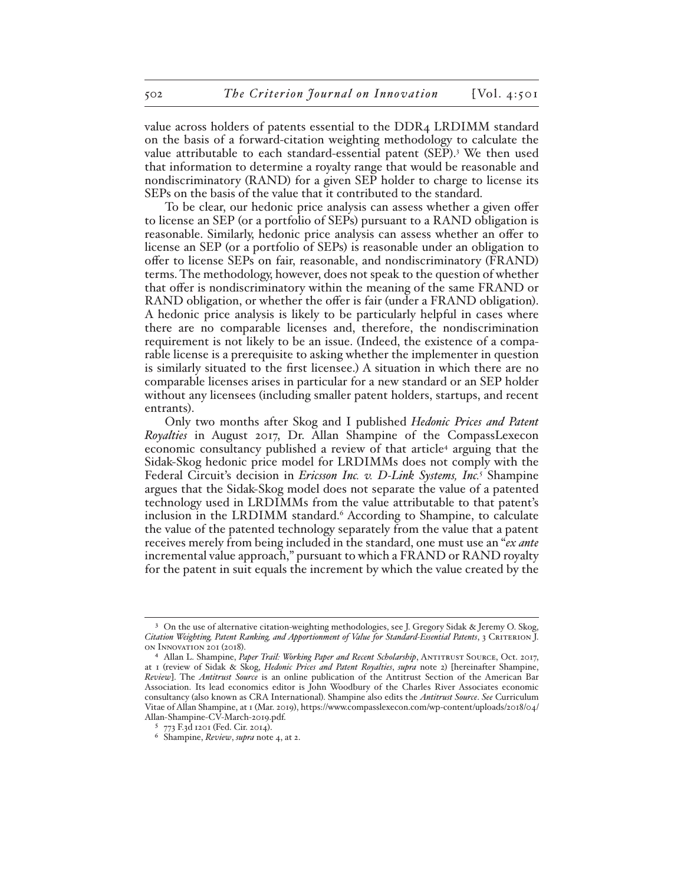value across holders of patents essential to the DDR4 LRDIMM standard on the basis of a forward-citation weighting methodology to calculate the value attributable to each standard-essential patent (SEP).[3] We then used that information to determine a royalty range that would be reasonable and nondiscriminatory (RAND) for a given SEP holder to charge to license its SEPs on the basis of the value that it contributed to the standard.

To be clear, our hedonic price analysis can assess whether a given offer to license an SEP (or a portfolio of SEPs) pursuant to a RAND obligation is reasonable. Similarly, hedonic price analysis can assess whether an offer to license an SEP (or a portfolio of SEPs) is reasonable under an obligation to offer to license SEPs on fair, reasonable, and nondiscriminatory (FRAND) terms. The methodology, however, does not speak to the question of whether that offer is nondiscriminatory within the meaning of the same FRAND or RAND obligation, or whether the offer is fair (under a FRAND obligation). A hedonic price analysis is likely to be particularly helpful in cases where there are no comparable licenses and, therefore, the nondiscrimination requirement is not likely to be an issue. (Indeed, the existence of a comparable license is a prerequisite to asking whether the implementer in question is similarly situated to the first licensee.) A situation in which there are no comparable licenses arises in particular for a new standard or an SEP holder without any licensees (including smaller patent holders, startups, and recent entrants).

Only two months after Skog and I published *Hedonic Prices and Patent Royalties* in August 2017, Dr. Allan Shampine of the CompassLexecon economic consultancy published a review of that article[4] arguing that the Sidak-Skog hedonic price model for LRDIMMs does not comply with the Federal Circuit's decision in *Ericsson Inc. v. D-Link Systems, Inc.*[5] Shampine argues that the Sidak-Skog model does not separate the value of a patented technology used in LRDIMMs from the value attributable to that patent's inclusion in the LRDIMM standard.[6] According to Shampine, to calculate the value of the patented technology separately from the value that a patent receives merely from being included in the standard, one must use an "*ex ante* incremental value approach," pursuant to which a FRAND or RAND royalty for the patent in suit equals the increment by which the value created by the

---

[3] On the use of alternative citation-weighting methodologies, see J. Gregory Sidak & Jeremy O. Skog, *Citation Weighting, Patent Ranking, and Apportionment of Value for Standard-Essential Patents*, 3 Criterion J. on Innovation 201 (2018).

[4] Allan L. Shampine, *Paper Trail: Working Paper and Recent Scholarship*, Antitrust Source, Oct. 2017, at 1 (review of Sidak & Skog, *Hedonic Prices and Patent Royalties*, *supra* note 2) [hereinafter Shampine, *Review*]. The *Antitrust Source* is an online publication of the Antitrust Section of the American Bar Association. Its lead economics editor is John Woodbury of the Charles River Associates economic consultancy (also known as CRA International). Shampine also edits the *Antitrust Source*. *See* Curriculum Vitae of Allan Shampine, at 1 (Mar. 2019), https://www.compasslexecon.com/wp-content/uploads/2018/04/Allan-Shampine-CV-March-2019.pdf.

[5] 773 F.3d 1201 (Fed. Cir. 2014).

[6] Shampine, *Review*, *supra* note 4, at 2.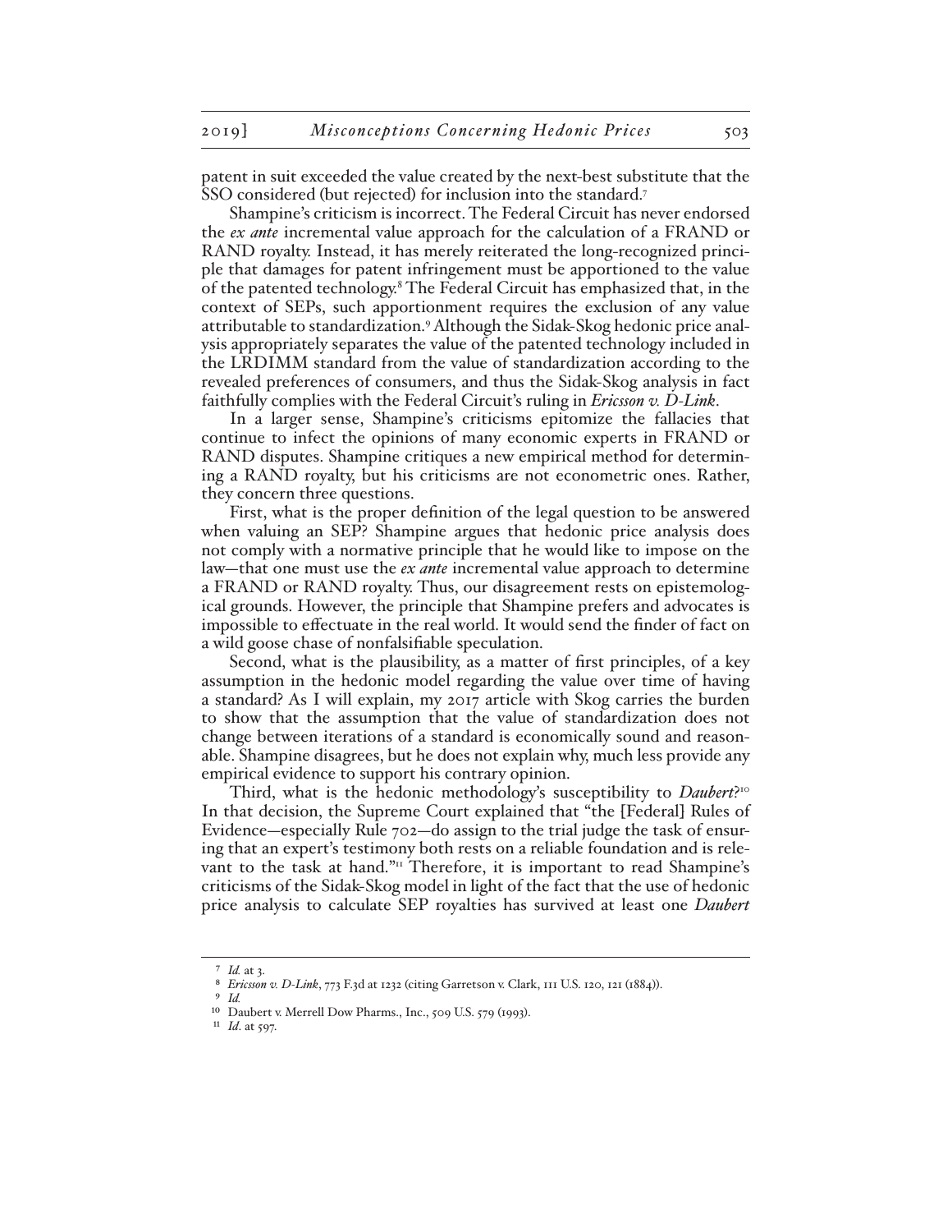patent in suit exceeded the value created by the next-best substitute that the SSO considered (but rejected) for inclusion into the standard.[7]

Shampine's criticism is incorrect. The Federal Circuit has never endorsed the *ex ante* incremental value approach for the calculation of a FRAND or RAND royalty. Instead, it has merely reiterated the long-recognized principle that damages for patent infringement must be apportioned to the value of the patented technology.[8] The Federal Circuit has emphasized that, in the context of SEPs, such apportionment requires the exclusion of any value attributable to standardization.[9] Although the Sidak-Skog hedonic price analysis appropriately separates the value of the patented technology included in the LRDIMM standard from the value of standardization according to the revealed preferences of consumers, and thus the Sidak-Skog analysis in fact faithfully complies with the Federal Circuit's ruling in *Ericsson v. D-Link*.

In a larger sense, Shampine's criticisms epitomize the fallacies that continue to infect the opinions of many economic experts in FRAND or RAND disputes. Shampine critiques a new empirical method for determining a RAND royalty, but his criticisms are not econometric ones. Rather, they concern three questions.

First, what is the proper definition of the legal question to be answered when valuing an SEP? Shampine argues that hedonic price analysis does not comply with a normative principle that he would like to impose on the law—that one must use the *ex ante* incremental value approach to determine a FRAND or RAND royalty. Thus, our disagreement rests on epistemological grounds. However, the principle that Shampine prefers and advocates is impossible to effectuate in the real world. It would send the finder of fact on a wild goose chase of nonfalsifiable speculation.

Second, what is the plausibility, as a matter of first principles, of a key assumption in the hedonic model regarding the value over time of having a standard? As I will explain, my 2017 article with Skog carries the burden to show that the assumption that the value of standardization does not change between iterations of a standard is economically sound and reasonable. Shampine disagrees, but he does not explain why, much less provide any empirical evidence to support his contrary opinion.

Third, what is the hedonic methodology's susceptibility to *Daubert*?[10] In that decision, the Supreme Court explained that "the [Federal] Rules of Evidence—especially Rule 702—do assign to the trial judge the task of ensuring that an expert's testimony both rests on a reliable foundation and is relevant to the task at hand."[11] Therefore, it is important to read Shampine's criticisms of the Sidak-Skog model in light of the fact that the use of hedonic price analysis to calculate SEP royalties has survived at least one *Daubert*

---

[7] *Id.* at 3.

[8] *Ericsson v. D-Link*, 773 F.3d at 1232 (citing Garretson v. Clark, 111 U.S. 120, 121 (1884)).

[9] *Id.*

[10] Daubert v. Merrell Dow Pharms., Inc., 509 U.S. 579 (1993).

[11] *Id*. at 597.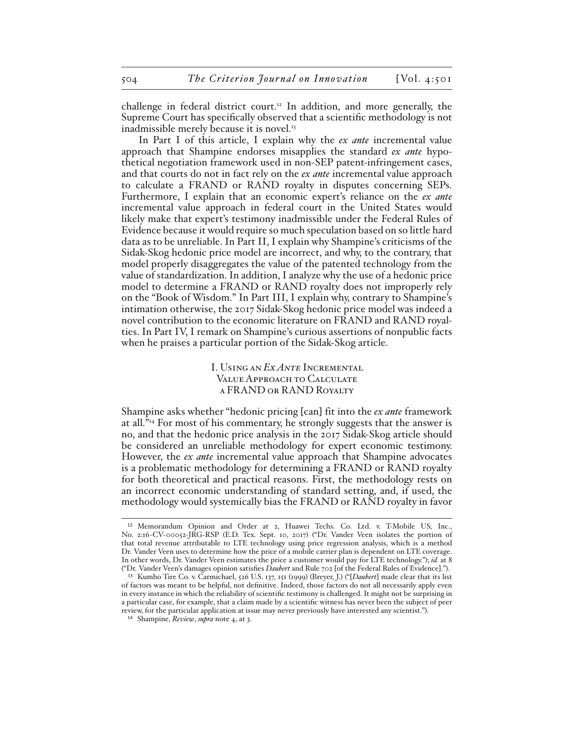challenge in federal district court.[12] In addition, and more generally, the Supreme Court has specifically observed that a scientific methodology is not inadmissible merely because it is novel.[13]

In Part I of this article, I explain why the *ex ante* incremental value approach that Shampine endorses misapplies the standard *ex ante* hypothetical negotiation framework used in non-SEP patent-infringement cases, and that courts do not in fact rely on the *ex ante* incremental value approach to calculate a FRAND or RAND royalty in disputes concerning SEPs. Furthermore, I explain that an economic expert's reliance on the *ex ante* incremental value approach in federal court in the United States would likely make that expert's testimony inadmissible under the Federal Rules of Evidence because it would require so much speculation based on so little hard data as to be unreliable. In Part II, I explain why Shampine's criticisms of the Sidak-Skog hedonic price model are incorrect, and why, to the contrary, that model properly disaggregates the value of the patented technology from the value of standardization. In addition, I analyze why the use of a hedonic price model to determine a FRAND or RAND royalty does not improperly rely on the "Book of Wisdom." In Part III, I explain why, contrary to Shampine's intimation otherwise, the 2017 Sidak-Skog hedonic price model was indeed a novel contribution to the economic literature on FRAND and RAND royalties. In Part IV, I remark on Shampine's curious assertions of nonpublic facts when he praises a particular portion of the Sidak-Skog article.

## I. Using an *Ex Ante* Incremental Value Approach to Calculate a FRAND or RAND Royalty

Shampine asks whether "hedonic pricing [can] fit into the *ex ante* framework at all."[14] For most of his commentary, he strongly suggests that the answer is no, and that the hedonic price analysis in the 2017 Sidak-Skog article should be considered an unreliable methodology for expert economic testimony. However, the *ex ante* incremental value approach that Shampine advocates is a problematic methodology for determining a FRAND or RAND royalty for both theoretical and practical reasons. First, the methodology rests on an incorrect economic understanding of standard setting, and, if used, the methodology would systemically bias the FRAND or RAND royalty in favor

---

[12] Memorandum Opinion and Order at 2, Huawei Techs. Co. Ltd. v. T-Mobile US, Inc., No. 2:16-CV-00052-JRG-RSP (E.D. Tex. Sept. 10, 2017) ("Dr. Vander Veen isolates the portion of that total revenue attributable to LTE technology using price regression analysis, which is a method Dr. Vander Veen uses to determine how the price of a mobile carrier plan is dependent on LTE coverage. In other words, Dr. Vander Veen estimates the price a customer would pay for LTE technology."); *id.* at 8 ("Dr. Vander Veen's damages opinion satisfies *Daubert* and Rule 702 [of the Federal Rules of Evidence].").

[13] Kumho Tire Co. v. Carmichael, 526 U.S. 137, 151 (1999) (Breyer, J.) ("[*Daubert*] made clear that its list of factors was meant to be helpful, not definitive. Indeed, those factors do not all necessarily apply even in every instance in which the reliability of scientific testimony is challenged. It might not be surprising in a particular case, for example, that a claim made by a scientific witness has never been the subject of peer review, for the particular application at issue may never previously have interested any scientist.").

[14] Shampine, *Review*, *supra* note 4, at 3.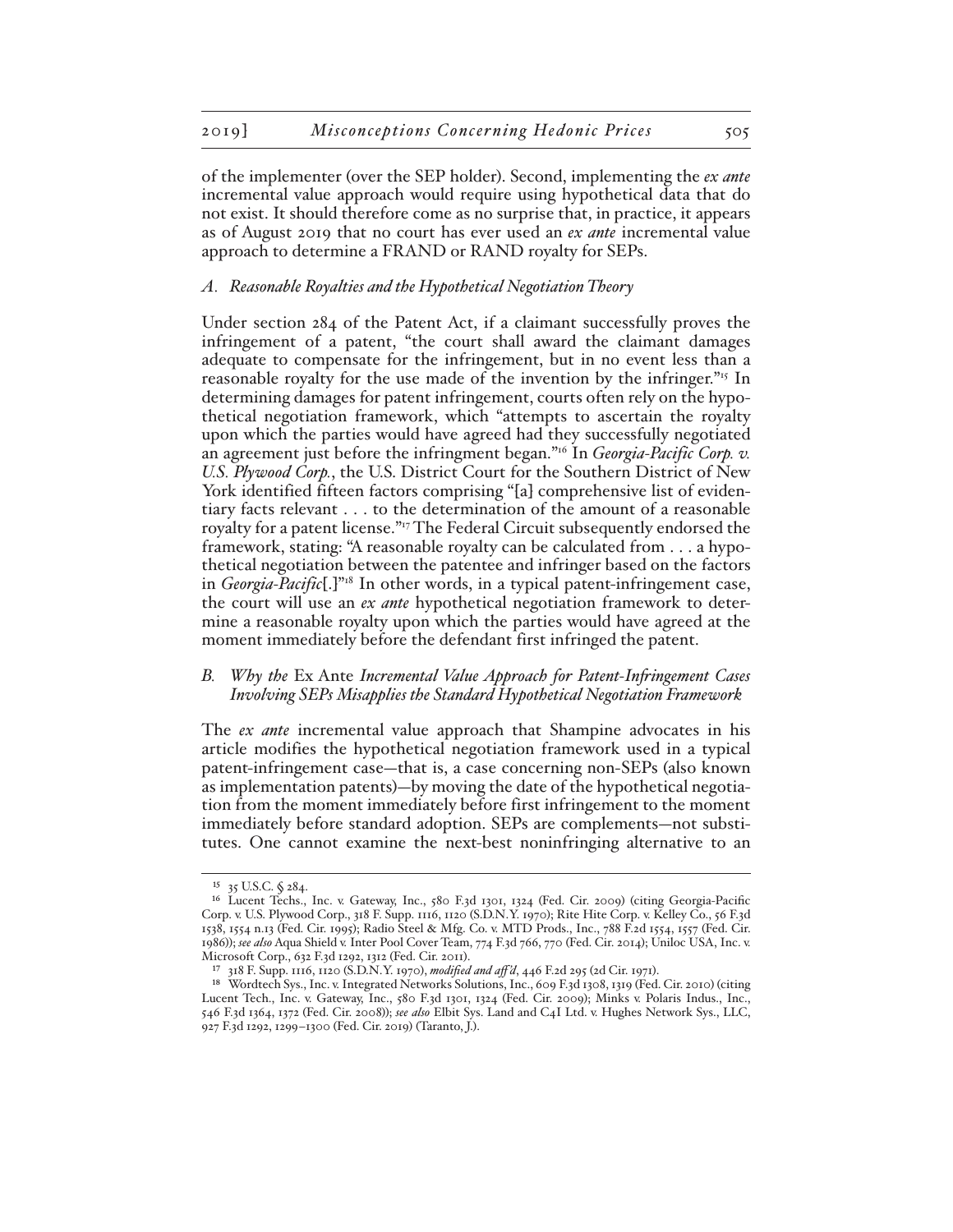of the implementer (over the SEP holder). Second, implementing the *ex ante* incremental value approach would require using hypothetical data that do not exist. It should therefore come as no surprise that, in practice, it appears as of August 2019 that no court has ever used an *ex ante* incremental value approach to determine a FRAND or RAND royalty for SEPs.

### *A. Reasonable Royalties and the Hypothetical Negotiation Theory*

Under section 284 of the Patent Act, if a claimant successfully proves the infringement of a patent, "the court shall award the claimant damages adequate to compensate for the infringement, but in no event less than a reasonable royalty for the use made of the invention by the infringer."[15] In determining damages for patent infringement, courts often rely on the hypothetical negotiation framework, which "attempts to ascertain the royalty upon which the parties would have agreed had they successfully negotiated an agreement just before the infringment began."[16] In *Georgia-Pacific Corp. v. U.S. Plywood Corp.*, the U.S. District Court for the Southern District of New York identified fifteen factors comprising "[a] comprehensive list of evidentiary facts relevant . . . to the determination of the amount of a reasonable royalty for a patent license."[17] The Federal Circuit subsequently endorsed the framework, stating: "A reasonable royalty can be calculated from . . . a hypothetical negotiation between the patentee and infringer based on the factors in *Georgia-Pacific*[.]"[18] In other words, in a typical patent-infringement case, the court will use an *ex ante* hypothetical negotiation framework to determine a reasonable royalty upon which the parties would have agreed at the moment immediately before the defendant first infringed the patent.

### *B. Why the* Ex Ante *Incremental Value Approach for Patent-Infringement Cases Involving SEPs Misapplies the Standard Hypothetical Negotiation Framework*

The *ex ante* incremental value approach that Shampine advocates in his article modifies the hypothetical negotiation framework used in a typical patent-infringement case—that is, a case concerning non-SEPs (also known as implementation patents)—by moving the date of the hypothetical negotiation from the moment immediately before first infringement to the moment immediately before standard adoption. SEPs are complements—not substitutes. One cannot examine the next-best noninfringing alternative to an

---

[15] 35 U.S.C. § 284.

[16] Lucent Techs., Inc. v. Gateway, Inc., 580 F.3d 1301, 1324 (Fed. Cir. 2009) (citing Georgia-Pacific Corp. v. U.S. Plywood Corp., 318 F. Supp. 1116, 1120 (S.D.N.Y. 1970); Rite Hite Corp. v. Kelley Co., 56 F.3d 1538, 1554 n.13 (Fed. Cir. 1995); Radio Steel & Mfg. Co. v. MTD Prods., Inc., 788 F.2d 1554, 1557 (Fed. Cir. 1986)); *see also* Aqua Shield v. Inter Pool Cover Team, 774 F.3d 766, 770 (Fed. Cir. 2014); Uniloc USA, Inc. v. Microsoft Corp., 632 F.3d 1292, 1312 (Fed. Cir. 2011).

[17] 318 F. Supp. 1116, 1120 (S.D.N.Y. 1970), *modified and aff'd*, 446 F.2d 295 (2d Cir. 1971).

[18] Wordtech Sys., Inc. v. Integrated Networks Solutions, Inc., 609 F.3d 1308, 1319 (Fed. Cir. 2010) (citing Lucent Tech., Inc. v. Gateway, Inc., 580 F.3d 1301, 1324 (Fed. Cir. 2009); Minks v. Polaris Indus., Inc., 546 F.3d 1364, 1372 (Fed. Cir. 2008)); *see also* Elbit Sys. Land and C4I Ltd. v. Hughes Network Sys., LLC, 927 F.3d 1292, 1299–1300 (Fed. Cir. 2019) (Taranto, J.).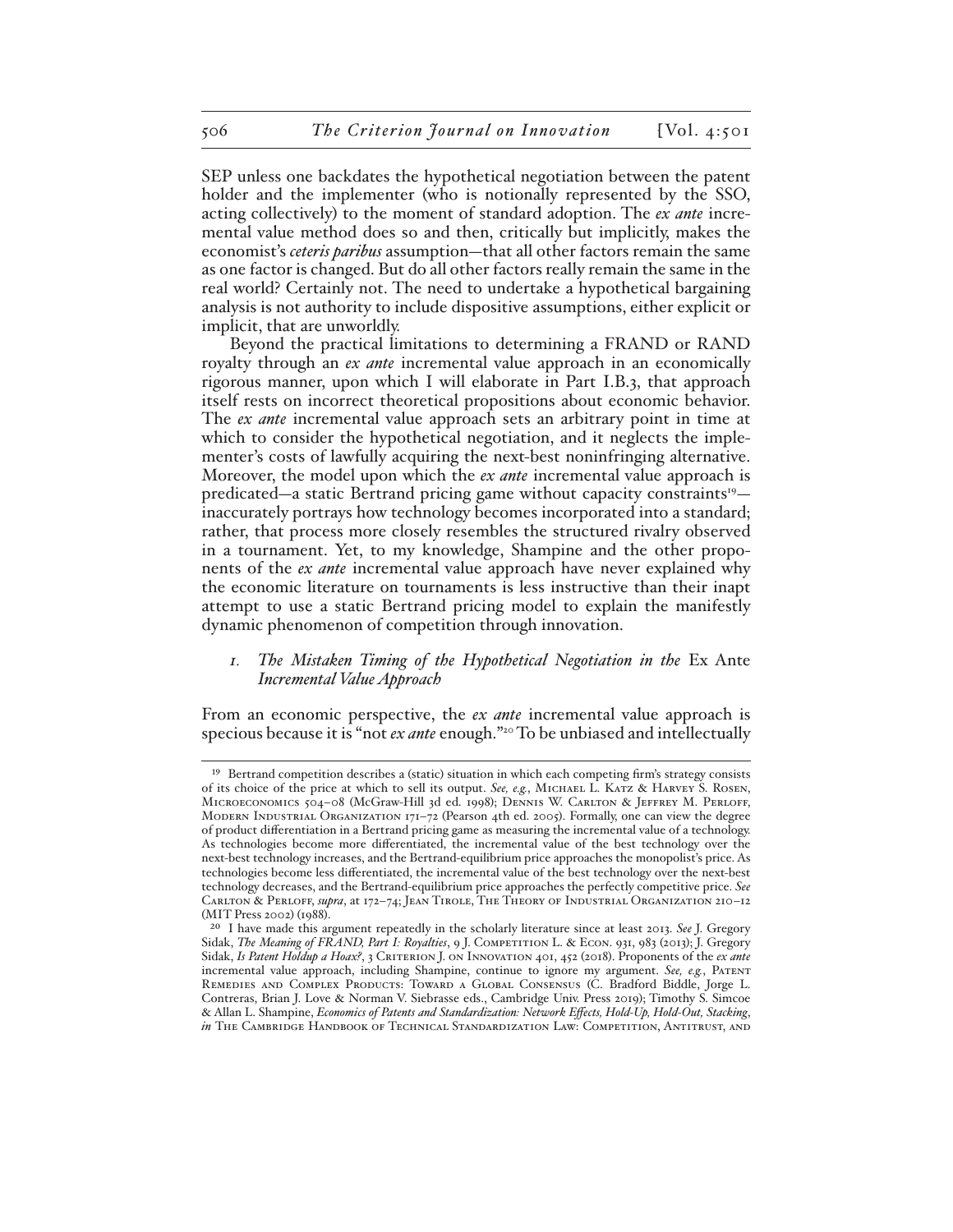SEP unless one backdates the hypothetical negotiation between the patent holder and the implementer (who is notionally represented by the SSO, acting collectively) to the moment of standard adoption. The *ex ante* incremental value method does so and then, critically but implicitly, makes the economist's *ceteris paribus* assumption—that all other factors remain the same as one factor is changed. But do all other factors really remain the same in the real world? Certainly not. The need to undertake a hypothetical bargaining analysis is not authority to include dispositive assumptions, either explicit or implicit, that are unworldly.

Beyond the practical limitations to determining a FRAND or RAND royalty through an *ex ante* incremental value approach in an economically rigorous manner, upon which I will elaborate in Part I.B.3, that approach itself rests on incorrect theoretical propositions about economic behavior. The *ex ante* incremental value approach sets an arbitrary point in time at which to consider the hypothetical negotiation, and it neglects the implementer's costs of lawfully acquiring the next-best noninfringing alternative. Moreover, the model upon which the *ex ante* incremental value approach is predicated—a static Bertrand pricing game without capacity constraints[19]—inaccurately portrays how technology becomes incorporated into a standard; rather, that process more closely resembles the structured rivalry observed in a tournament. Yet, to my knowledge, Shampine and the other proponents of the *ex ante* incremental value approach have never explained why the economic literature on tournaments is less instructive than their inapt attempt to use a static Bertrand pricing model to explain the manifestly dynamic phenomenon of competition through innovation.

### *1. The Mistaken Timing of the Hypothetical Negotiation in the* Ex Ante *Incremental Value Approach*

From an economic perspective, the *ex ante* incremental value approach is specious because it is "not *ex ante* enough."[20] To be unbiased and intellectually

---

[19] Bertrand competition describes a (static) situation in which each competing firm's strategy consists of its choice of the price at which to sell its output. *See, e.g.*, Michael L. Katz & Harvey S. Rosen, Microeconomics 504–08 (McGraw-Hill 3d ed. 1998); Dennis W. Carlton & Jeffrey M. Perloff, Modern Industrial Organization 171–72 (Pearson 4th ed. 2005). Formally, one can view the degree of product differentiation in a Bertrand pricing game as measuring the incremental value of a technology. As technologies become more differentiated, the incremental value of the best technology over the next-best technology increases, and the Bertrand-equilibrium price approaches the monopolist's price. As technologies become less differentiated, the incremental value of the best technology over the next-best technology decreases, and the Bertrand-equilibrium price approaches the perfectly competitive price. *See* Carlton & Perloff, *supra*, at 172–74; Jean Tirole, The Theory of Industrial Organization 210–12 (MIT Press 2002) (1988).

[20] I have made this argument repeatedly in the scholarly literature since at least 2013. *See* J. Gregory Sidak, *The Meaning of FRAND, Part I: Royalties*, 9 J. Competition L. & Econ. 931, 983 (2013); J. Gregory Sidak, *Is Patent Holdup a Hoax?*, 3 Criterion J. on Innovation 401, 452 (2018). Proponents of the *ex ante* incremental value approach, including Shampine, continue to ignore my argument. *See, e.g.*, Patent Remedies and Complex Products: Toward a Global Consensus (C. Bradford Biddle, Jorge L. Contreras, Brian J. Love & Norman V. Siebrasse eds., Cambridge Univ. Press 2019); Timothy S. Simcoe & Allan L. Shampine, *Economics of Patents and Standardization: Network Effects, Hold-Up, Hold-Out, Stacking*, *in* The Cambridge Handbook of Technical Standardization Law: Competition, Antitrust, and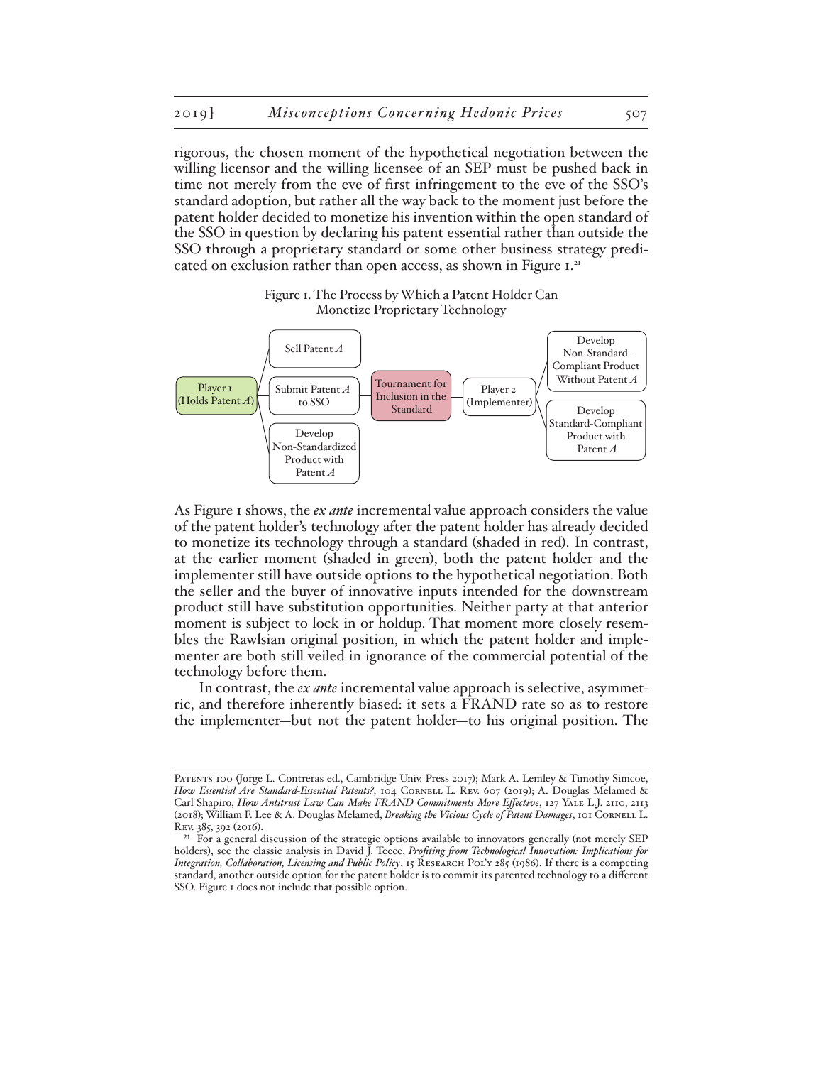rigorous, the chosen moment of the hypothetical negotiation between the willing licensor and the willing licensee of an SEP must be pushed back in time not merely from the eve of first infringement to the eve of the SSO's standard adoption, but rather all the way back to the moment just before the patent holder decided to monetize his invention within the open standard of the SSO in question by declaring his patent essential rather than outside the SSO through a proprietary standard or some other business strategy predicated on exclusion rather than open access, as shown in Figure 1.[21]

Figure 1. The Process by Which a Patent Holder Can Monetize Proprietary Technology

Player 1 (Holds Patent *A*)

Sell Patent *A*

Submit Patent *A* to SSO

Develop Non-Standardized Product with Patent *A*

Tournament for Inclusion in the Standard

Player 2 (Implementer)

Develop Non-Standard-Compliant Product Without Patent *A*

Develop Standard-Compliant Product with Patent *A*

As Figure 1 shows, the *ex ante* incremental value approach considers the value of the patent holder's technology after the patent holder has already decided to monetize its technology through a standard (shaded in red). In contrast, at the earlier moment (shaded in green), both the patent holder and the implementer still have outside options to the hypothetical negotiation. Both the seller and the buyer of innovative inputs intended for the downstream product still have substitution opportunities. Neither party at that anterior moment is subject to lock in or holdup. That moment more closely resembles the Rawlsian original position, in which the patent holder and implementer are both still veiled in ignorance of the commercial potential of the technology before them.

In contrast, the *ex ante* incremental value approach is selective, asymmetric, and therefore inherently biased: it sets a FRAND rate so as to restore the implementer—but not the patent holder—to his original position. The

---

Patents 100 (Jorge L. Contreras ed., Cambridge Univ. Press 2017); Mark A. Lemley & Timothy Simcoe, *How Essential Are Standard-Essential Patents?*, 104 Cornell L. Rev. 607 (2019); A. Douglas Melamed & Carl Shapiro, *How Antitrust Law Can Make FRAND Commitments More Effective*, 127 Yale L.J. 2110, 2113 (2018); William F. Lee & A. Douglas Melamed, *Breaking the Vicious Cycle of Patent Damages*, 101 Cornell L. Rev. 385, 392 (2016).

[21] For a general discussion of the strategic options available to innovators generally (not merely SEP holders), see the classic analysis in David J. Teece, *Profiting from Technological Innovation: Implications for Integration, Collaboration, Licensing and Public Policy*, 15 Research Pol'y 285 (1986). If there is a competing standard, another outside option for the patent holder is to commit its patented technology to a different SSO. Figure 1 does not include that possible option.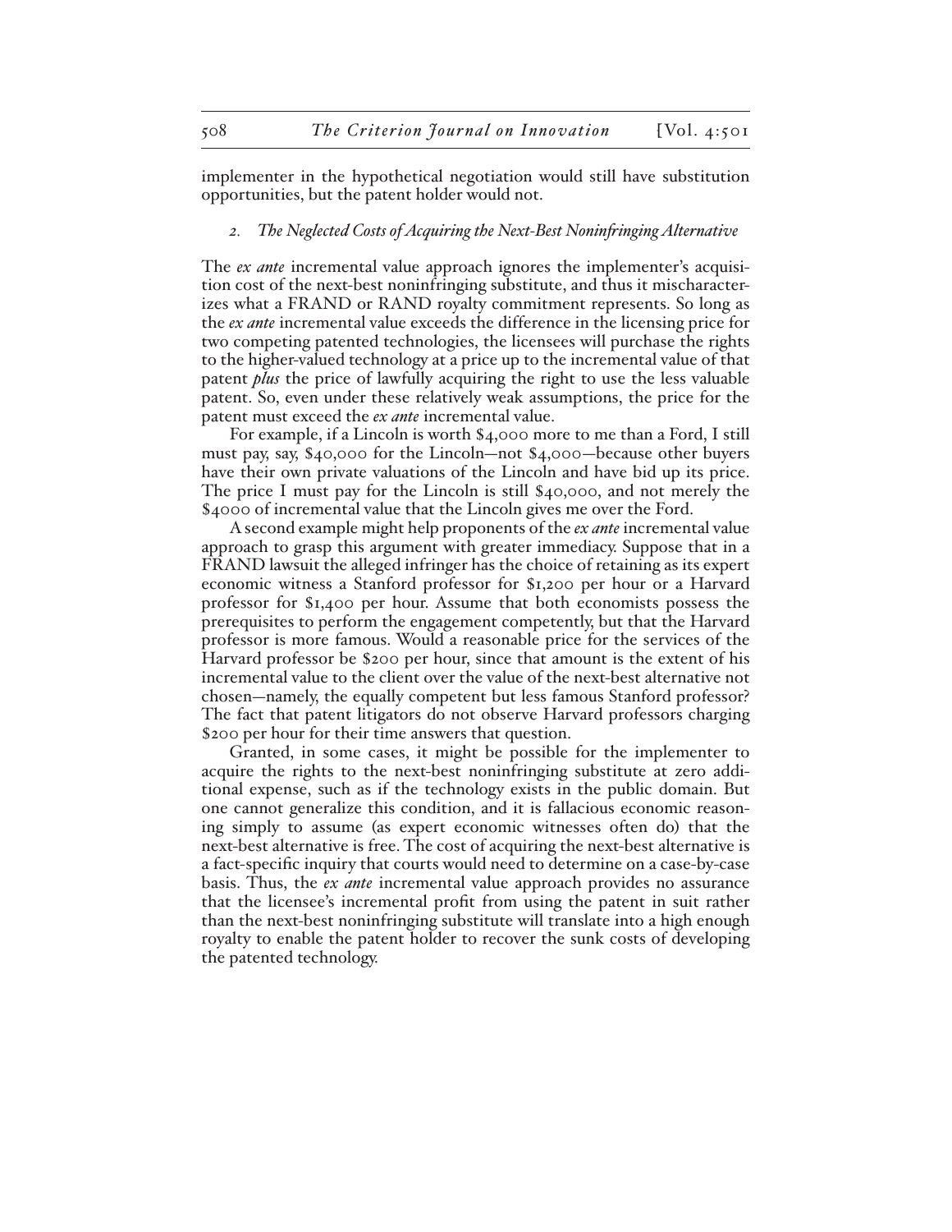implementer in the hypothetical negotiation would still have substitution opportunities, but the patent holder would not.

### *2. The Neglected Costs of Acquiring the Next-Best Noninfringing Alternative*

The *ex ante* incremental value approach ignores the implementer's acquisition cost of the next-best noninfringing substitute, and thus it mischaracterizes what a FRAND or RAND royalty commitment represents. So long as the *ex ante* incremental value exceeds the difference in the licensing price for two competing patented technologies, the licensees will purchase the rights to the higher-valued technology at a price up to the incremental value of that patent *plus* the price of lawfully acquiring the right to use the less valuable patent. So, even under these relatively weak assumptions, the price for the patent must exceed the *ex ante* incremental value.

For example, if a Lincoln is worth $4,000 more to me than a Ford, I still must pay, say, $40,000 for the Lincoln—not $4,000—because other buyers have their own private valuations of the Lincoln and have bid up its price. The price I must pay for the Lincoln is still $40,000, and not merely the $4000 of incremental value that the Lincoln gives me over the Ford.

A second example might help proponents of the *ex ante* incremental value approach to grasp this argument with greater immediacy. Suppose that in a FRAND lawsuit the alleged infringer has the choice of retaining as its expert economic witness a Stanford professor for $1,200 per hour or a Harvard professor for $1,400 per hour. Assume that both economists possess the prerequisites to perform the engagement competently, but that the Harvard professor is more famous. Would a reasonable price for the services of the Harvard professor be $200 per hour, since that amount is the extent of his incremental value to the client over the value of the next-best alternative not chosen—namely, the equally competent but less famous Stanford professor? The fact that patent litigators do not observe Harvard professors charging $200 per hour for their time answers that question.

Granted, in some cases, it might be possible for the implementer to acquire the rights to the next-best noninfringing substitute at zero additional expense, such as if the technology exists in the public domain. But one cannot generalize this condition, and it is fallacious economic reasoning simply to assume (as expert economic witnesses often do) that the next-best alternative is free. The cost of acquiring the next-best alternative is a fact-specific inquiry that courts would need to determine on a case-by-case basis. Thus, the *ex ante* incremental value approach provides no assurance that the licensee's incremental profit from using the patent in suit rather than the next-best noninfringing substitute will translate into a high enough royalty to enable the patent holder to recover the sunk costs of developing the patented technology.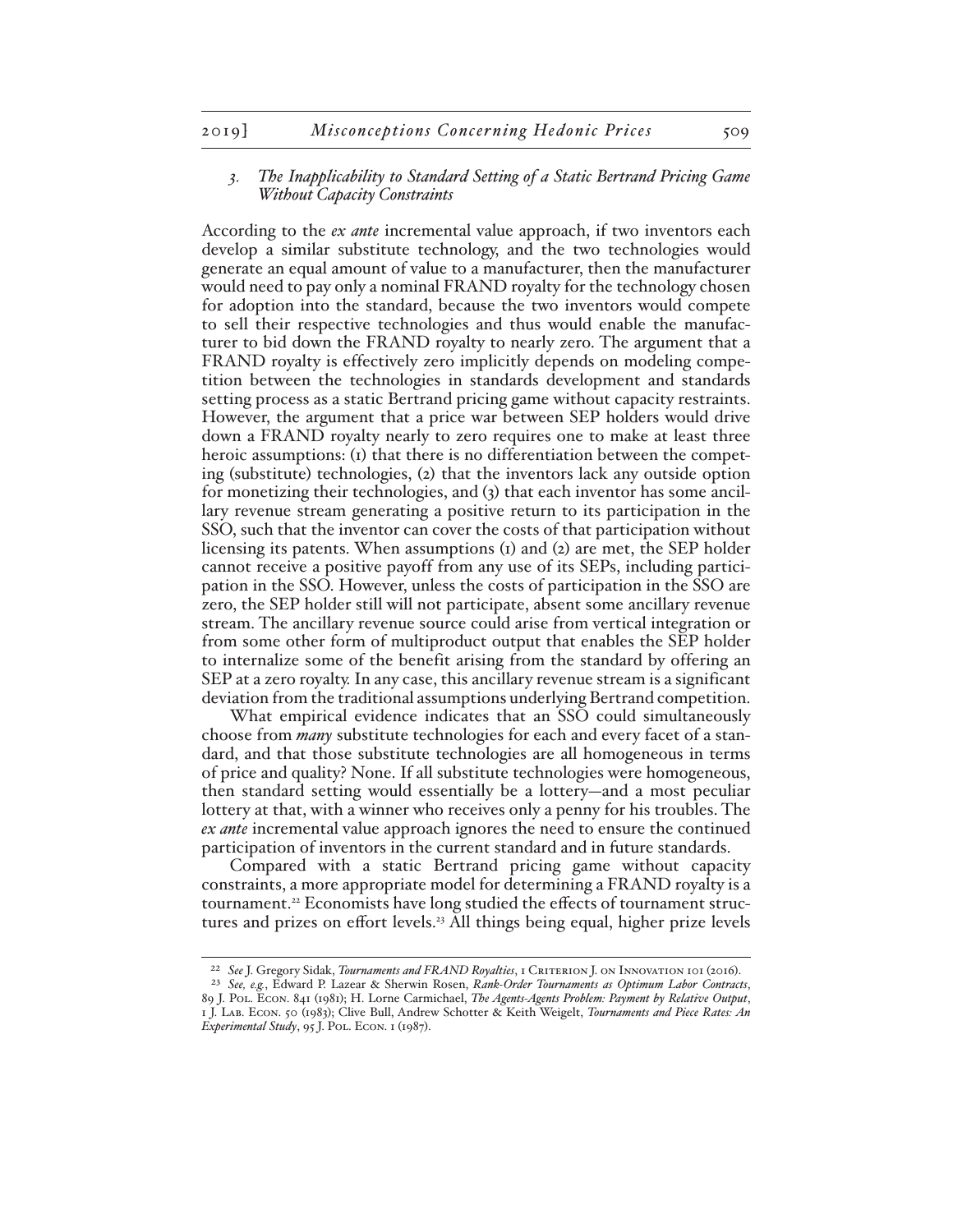### *3. The Inapplicability to Standard Setting of a Static Bertrand Pricing Game Without Capacity Constraints*

According to the *ex ante* incremental value approach, if two inventors each develop a similar substitute technology, and the two technologies would generate an equal amount of value to a manufacturer, then the manufacturer would need to pay only a nominal FRAND royalty for the technology chosen for adoption into the standard, because the two inventors would compete to sell their respective technologies and thus would enable the manufacturer to bid down the FRAND royalty to nearly zero. The argument that a FRAND royalty is effectively zero implicitly depends on modeling competition between the technologies in standards development and standards setting process as a static Bertrand pricing game without capacity restraints. However, the argument that a price war between SEP holders would drive down a FRAND royalty nearly to zero requires one to make at least three heroic assumptions: (1) that there is no differentiation between the competing (substitute) technologies, (2) that the inventors lack any outside option for monetizing their technologies, and (3) that each inventor has some ancillary revenue stream generating a positive return to its participation in the SSO, such that the inventor can cover the costs of that participation without licensing its patents. When assumptions (1) and (2) are met, the SEP holder cannot receive a positive payoff from any use of its SEPs, including participation in the SSO. However, unless the costs of participation in the SSO are zero, the SEP holder still will not participate, absent some ancillary revenue stream. The ancillary revenue source could arise from vertical integration or from some other form of multiproduct output that enables the SEP holder to internalize some of the benefit arising from the standard by offering an SEP at a zero royalty. In any case, this ancillary revenue stream is a significant deviation from the traditional assumptions underlying Bertrand competition.

What empirical evidence indicates that an SSO could simultaneously choose from ***many*** substitute technologies for each and every facet of a standard, and that those substitute technologies are all homogeneous in terms of price and quality? None. If all substitute technologies were homogeneous, then standard setting would essentially be a lottery—and a most peculiar lottery at that, with a winner who receives only a penny for his troubles. The *ex ante* incremental value approach ignores the need to ensure the continued participation of inventors in the current standard and in future standards.

Compared with a static Bertrand pricing game without capacity constraints, a more appropriate model for determining a FRAND royalty is a tournament.[22] Economists have long studied the effects of tournament structures and prizes on effort levels.[23] All things being equal, higher prize levels

---

[22] *See* J. Gregory Sidak, *Tournaments and FRAND Royalties*, 1 Criterion J. on Innovation 101 (2016).

[23] *See, e.g.*, Edward P. Lazear & Sherwin Rosen, *Rank-Order Tournaments as Optimum Labor Contracts*, 89 J. Pol. Econ. 841 (1981); H. Lorne Carmichael, *The Agents-Agents Problem: Payment by Relative Output*, 1 J. Lab. Econ. 50 (1983); Clive Bull, Andrew Schotter & Keith Weigelt, *Tournaments and Piece Rates: An Experimental Study*, 95 J. Pol. Econ. 1 (1987).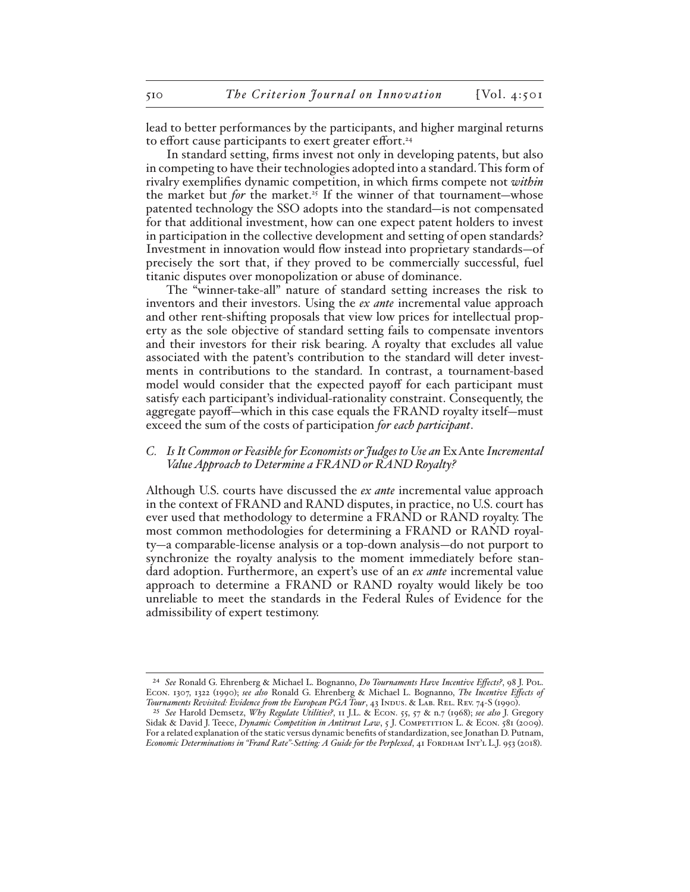lead to better performances by the participants, and higher marginal returns to effort cause participants to exert greater effort.[24]

In standard setting, firms invest not only in developing patents, but also in competing to have their technologies adopted into a standard. This form of rivalry exemplifies dynamic competition, in which firms compete not *within* the market but *for* the market.[25] If the winner of that tournament—whose patented technology the SSO adopts into the standard—is not compensated for that additional investment, how can one expect patent holders to invest in participation in the collective development and setting of open standards? Investment in innovation would flow instead into proprietary standards—of precisely the sort that, if they proved to be commercially successful, fuel titanic disputes over monopolization or abuse of dominance.

The "winner-take-all" nature of standard setting increases the risk to inventors and their investors. Using the *ex ante* incremental value approach and other rent-shifting proposals that view low prices for intellectual property as the sole objective of standard setting fails to compensate inventors and their investors for their risk bearing. A royalty that excludes all value associated with the patent's contribution to the standard will deter investments in contributions to the standard. In contrast, a tournament-based model would consider that the expected payoff for each participant must satisfy each participant's individual-rationality constraint. Consequently, the aggregate payoff—which in this case equals the FRAND royalty itself—must exceed the sum of the costs of participation *for each participant*.

### C. *Is It Common or Feasible for Economists or Judges to Use an* Ex Ante *Incremental Value Approach to Determine a FRAND or RAND Royalty?*

Although U.S. courts have discussed the *ex ante* incremental value approach in the context of FRAND and RAND disputes, in practice, no U.S. court has ever used that methodology to determine a FRAND or RAND royalty. The most common methodologies for determining a FRAND or RAND royalty—a comparable-license analysis or a top-down analysis—do not purport to synchronize the royalty analysis to the moment immediately before standard adoption. Furthermore, an expert's use of an *ex ante* incremental value approach to determine a FRAND or RAND royalty would likely be too unreliable to meet the standards in the Federal Rules of Evidence for the admissibility of expert testimony.

---

[24] *See* Ronald G. Ehrenberg & Michael L. Bognanno, *Do Tournaments Have Incentive Effects?*, 98 J. Pol. Econ. 1307, 1322 (1990); *see also* Ronald G. Ehrenberg & Michael L. Bognanno, *The Incentive Effects of Tournaments Revisited: Evidence from the European PGA Tour*, 43 Indus. & Lab. Rel. Rev. 74-S (1990).

[25] *See* Harold Demsetz, *Why Regulate Utilities?*, 11 J.L. & Econ. 55, 57 & n.7 (1968); *see also* J. Gregory Sidak & David J. Teece, *Dynamic Competition in Antitrust Law*, 5 J. Competition L. & Econ. 581 (2009). For a related explanation of the static versus dynamic benefits of standardization, see Jonathan D. Putnam, *Economic Determinations in "Frand Rate"-Setting: A Guide for the Perplexed*, 41 Fordham Int'l L.J. 953 (2018).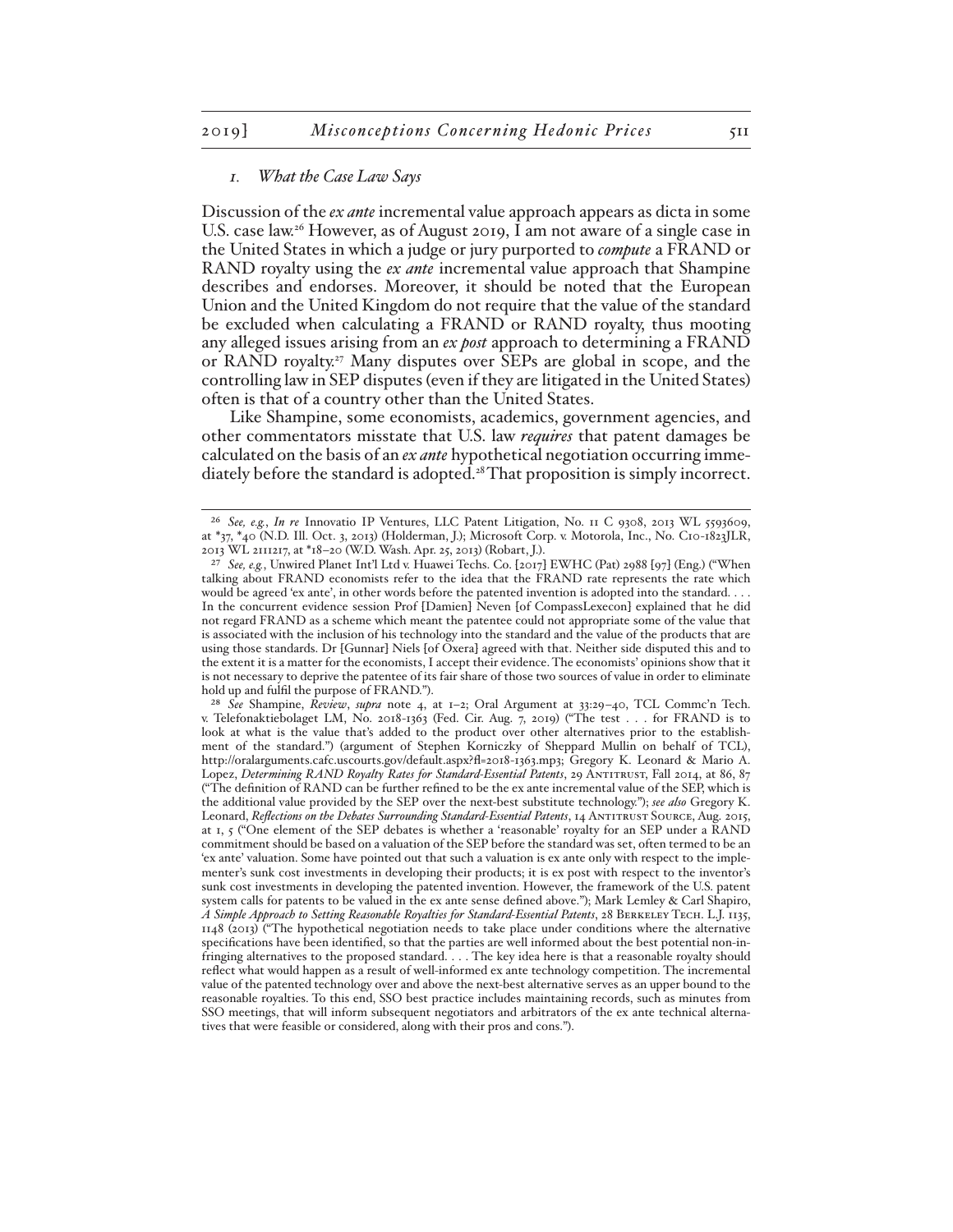### *1. What the Case Law Says*

Discussion of the *ex ante* incremental value approach appears as dicta in some U.S. case law.[26] However, as of August 2019, I am not aware of a single case in the United States in which a judge or jury purported to *compute* a FRAND or RAND royalty using the *ex ante* incremental value approach that Shampine describes and endorses. Moreover, it should be noted that the European Union and the United Kingdom do not require that the value of the standard be excluded when calculating a FRAND or RAND royalty, thus mooting any alleged issues arising from an *ex post* approach to determining a FRAND or RAND royalty.[27] Many disputes over SEPs are global in scope, and the controlling law in SEP disputes (even if they are litigated in the United States) often is that of a country other than the United States.

Like Shampine, some economists, academics, government agencies, and other commentators misstate that U.S. law *requires* that patent damages be calculated on the basis of an *ex ante* hypothetical negotiation occurring immediately before the standard is adopted.[28] That proposition is simply incorrect.

---

[26] *See, e.g.*, *In re* Innovatio IP Ventures, LLC Patent Litigation, No. 11 C 9308, 2013 WL 5593609, at *37, *40 (N.D. Ill. Oct. 3, 2013) (Holderman, J.); Microsoft Corp. v. Motorola, Inc., No. C10-1823JLR, 2013 WL 2111217, at *18–20 (W.D. Wash. Apr. 25, 2013) (Robart, J.).

[27] *See, e.g.*, Unwired Planet Int'l Ltd v. Huawei Techs. Co. [2017] EWHC (Pat) 2988 [97] (Eng.) ("When talking about FRAND economists refer to the idea that the FRAND rate represents the rate which would be agreed 'ex ante', in other words before the patented invention is adopted into the standard. . . . In the concurrent evidence session Prof [Damien] Neven [of CompassLexecon] explained that he did not regard FRAND as a scheme which meant the patentee could not appropriate some of the value that is associated with the inclusion of his technology into the standard and the value of the products that are using those standards. Dr [Gunnar] Niels [of Oxera] agreed with that. Neither side disputed this and to the extent it is a matter for the economists, I accept their evidence. The economists' opinions show that it is not necessary to deprive the patentee of its fair share of those two sources of value in order to eliminate hold up and fulfil the purpose of FRAND.").

[28] *See* Shampine, *Review*, *supra* note 4, at 1–2; Oral Argument at 33:29–40, TCL Commc'n Tech. v. Telefonaktiebolaget LM, No. 2018-1363 (Fed. Cir. Aug. 7, 2019) ("The test . . . for FRAND is to look at what is the value that's added to the product over other alternatives prior to the establishment of the standard.") (argument of Stephen Korniczky of Sheppard Mullin on behalf of TCL), http://oralarguments.cafc.uscourts.gov/default.aspx?fl=2018-1363.mp3; Gregory K. Leonard & Mario A. Lopez, *Determining RAND Royalty Rates for Standard-Essential Patents*, 29 Antitrust, Fall 2014, at 86, 87 ("The definition of RAND can be further refined to be the ex ante incremental value of the SEP, which is the additional value provided by the SEP over the next-best substitute technology."); *see also* Gregory K. Leonard, *Reflections on the Debates Surrounding Standard-Essential Patents*, 14 Antitrust Source, Aug. 2015, at 1, 5 ("One element of the SEP debates is whether a 'reasonable' royalty for an SEP under a RAND commitment should be based on a valuation of the SEP before the standard was set, often termed to be an 'ex ante' valuation. Some have pointed out that such a valuation is ex ante only with respect to the implementer's sunk cost investments in developing their products; it is ex post with respect to the inventor's sunk cost investments in developing the patented invention. However, the framework of the U.S. patent system calls for patents to be valued in the ex ante sense defined above."); Mark Lemley & Carl Shapiro, *A Simple Approach to Setting Reasonable Royalties for Standard-Essential Patents*, 28 Berkeley Tech. L.J. 1135, 1148 (2013) ("The hypothetical negotiation needs to take place under conditions where the alternative specifications have been identified, so that the parties are well informed about the best potential non-infringing alternatives to the proposed standard. . . . The key idea here is that a reasonable royalty should reflect what would happen as a result of well-informed ex ante technology competition. The incremental value of the patented technology over and above the next-best alternative serves as an upper bound to the reasonable royalties. To this end, SSO best practice includes maintaining records, such as minutes from SSO meetings, that will inform subsequent negotiators and arbitrators of the ex ante technical alternatives that were feasible or considered, along with their pros and cons.").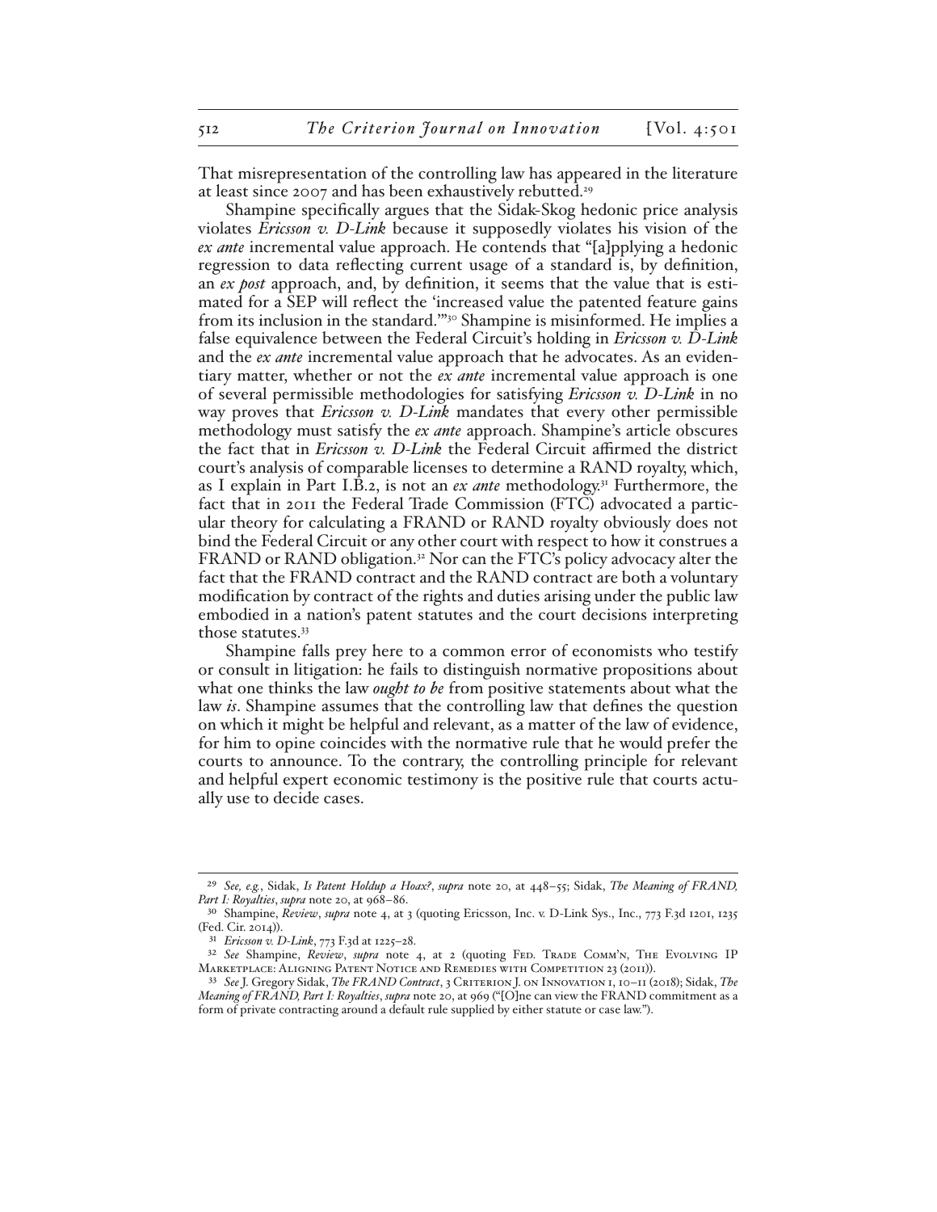That misrepresentation of the controlling law has appeared in the literature at least since 2007 and has been exhaustively rebutted.[29]

Shampine specifically argues that the Sidak-Skog hedonic price analysis violates *Ericsson v. D-Link* because it supposedly violates his vision of the *ex ante* incremental value approach. He contends that "[a]pplying a hedonic regression to data reflecting current usage of a standard is, by definition, an *ex post* approach, and, by definition, it seems that the value that is estimated for a SEP will reflect the 'increased value the patented feature gains from its inclusion in the standard.'"[30] Shampine is misinformed. He implies a false equivalence between the Federal Circuit's holding in *Ericsson v. D-Link* and the *ex ante* incremental value approach that he advocates. As an evidentiary matter, whether or not the *ex ante* incremental value approach is one of several permissible methodologies for satisfying *Ericsson v. D-Link* in no way proves that *Ericsson v. D-Link* mandates that every other permissible methodology must satisfy the *ex ante* approach. Shampine's article obscures the fact that in *Ericsson v. D-Link* the Federal Circuit affirmed the district court's analysis of comparable licenses to determine a RAND royalty, which, as I explain in Part I.B.2, is not an *ex ante* methodology.[31] Furthermore, the fact that in 2011 the Federal Trade Commission (FTC) advocated a particular theory for calculating a FRAND or RAND royalty obviously does not bind the Federal Circuit or any other court with respect to how it construes a FRAND or RAND obligation.[32] Nor can the FTC's policy advocacy alter the fact that the FRAND contract and the RAND contract are both a voluntary modification by contract of the rights and duties arising under the public law embodied in a nation's patent statutes and the court decisions interpreting those statutes.[33]

Shampine falls prey here to a common error of economists who testify or consult in litigation: he fails to distinguish normative propositions about what one thinks the law *ought to be* from positive statements about what the law *is*. Shampine assumes that the controlling law that defines the question on which it might be helpful and relevant, as a matter of the law of evidence, for him to opine coincides with the normative rule that he would prefer the courts to announce. To the contrary, the controlling principle for relevant and helpful expert economic testimony is the positive rule that courts actually use to decide cases.

---

[29] *See, e.g.*, Sidak, *Is Patent Holdup a Hoax?*, *supra* note 20, at 448–55; Sidak, *The Meaning of FRAND, Part I: Royalties*, *supra* note 20, at 968–86.

[30] Shampine, *Review*, *supra* note 4, at 3 (quoting Ericsson, Inc. v. D-Link Sys., Inc., 773 F.3d 1201, 1235 (Fed. Cir. 2014)).

[31] *Ericsson v. D-Link*, 773 F.3d at 1225–28.

[32] *See* Shampine, *Review*, *supra* note 4, at 2 (quoting Fed. Trade Comm'n, The Evolving IP Marketplace: Aligning Patent Notice and Remedies with Competition 23 (2011)).

[33] *See* J. Gregory Sidak, *The FRAND Contract*, 3 Criterion J. on Innovation 1, 10–11 (2018); Sidak, *The Meaning of FRAND, Part I: Royalties*, *supra* note 20, at 969 ("[O]ne can view the FRAND commitment as a form of private contracting around a default rule supplied by either statute or case law.").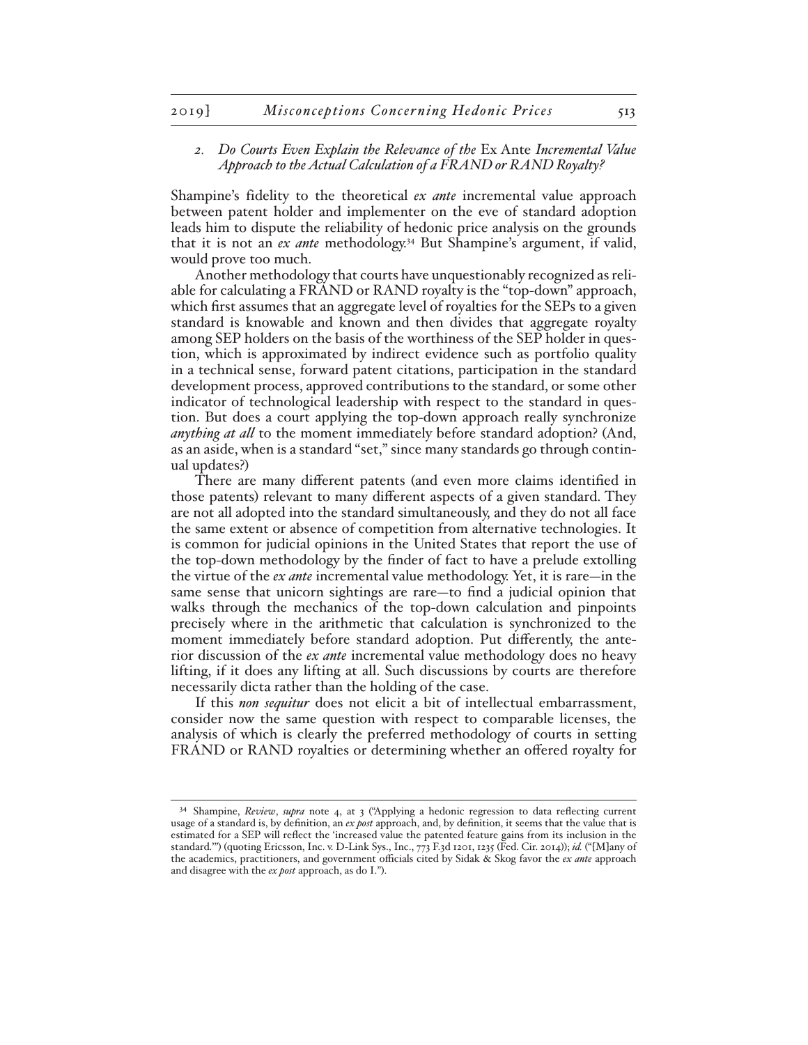### 2. *Do Courts Even Explain the Relevance of the* Ex Ante *Incremental Value Approach to the Actual Calculation of a FRAND or RAND Royalty?*

Shampine's fidelity to the theoretical *ex ante* incremental value approach between patent holder and implementer on the eve of standard adoption leads him to dispute the reliability of hedonic price analysis on the grounds that it is not an *ex ante* methodology.[34] But Shampine's argument, if valid, would prove too much.

Another methodology that courts have unquestionably recognized as reliable for calculating a FRAND or RAND royalty is the "top-down" approach, which first assumes that an aggregate level of royalties for the SEPs to a given standard is knowable and known and then divides that aggregate royalty among SEP holders on the basis of the worthiness of the SEP holder in question, which is approximated by indirect evidence such as portfolio quality in a technical sense, forward patent citations, participation in the standard development process, approved contributions to the standard, or some other indicator of technological leadership with respect to the standard in question. But does a court applying the top-down approach really synchronize *anything at all* to the moment immediately before standard adoption? (And, as an aside, when is a standard "set," since many standards go through continual updates?)

There are many different patents (and even more claims identified in those patents) relevant to many different aspects of a given standard. They are not all adopted into the standard simultaneously, and they do not all face the same extent or absence of competition from alternative technologies. It is common for judicial opinions in the United States that report the use of the top-down methodology by the finder of fact to have a prelude extolling the virtue of the *ex ante* incremental value methodology. Yet, it is rare—in the same sense that unicorn sightings are rare—to find a judicial opinion that walks through the mechanics of the top-down calculation and pinpoints precisely where in the arithmetic that calculation is synchronized to the moment immediately before standard adoption. Put differently, the anterior discussion of the *ex ante* incremental value methodology does no heavy lifting, if it does any lifting at all. Such discussions by courts are therefore necessarily dicta rather than the holding of the case.

If this *non sequitur* does not elicit a bit of intellectual embarrassment, consider now the same question with respect to comparable licenses, the analysis of which is clearly the preferred methodology of courts in setting FRAND or RAND royalties or determining whether an offered royalty for

---

[34] Shampine, *Review*, *supra* note 4, at 3 ("Applying a hedonic regression to data reflecting current usage of a standard is, by definition, an *ex post* approach, and, by definition, it seems that the value that is estimated for a SEP will reflect the 'increased value the patented feature gains from its inclusion in the standard.'") (quoting Ericsson, Inc. v. D-Link Sys., Inc., 773 F.3d 1201, 1235 (Fed. Cir. 2014)); *id.* ("[M]any of the academics, practitioners, and government officials cited by Sidak & Skog favor the *ex ante* approach and disagree with the *ex post* approach, as do I.").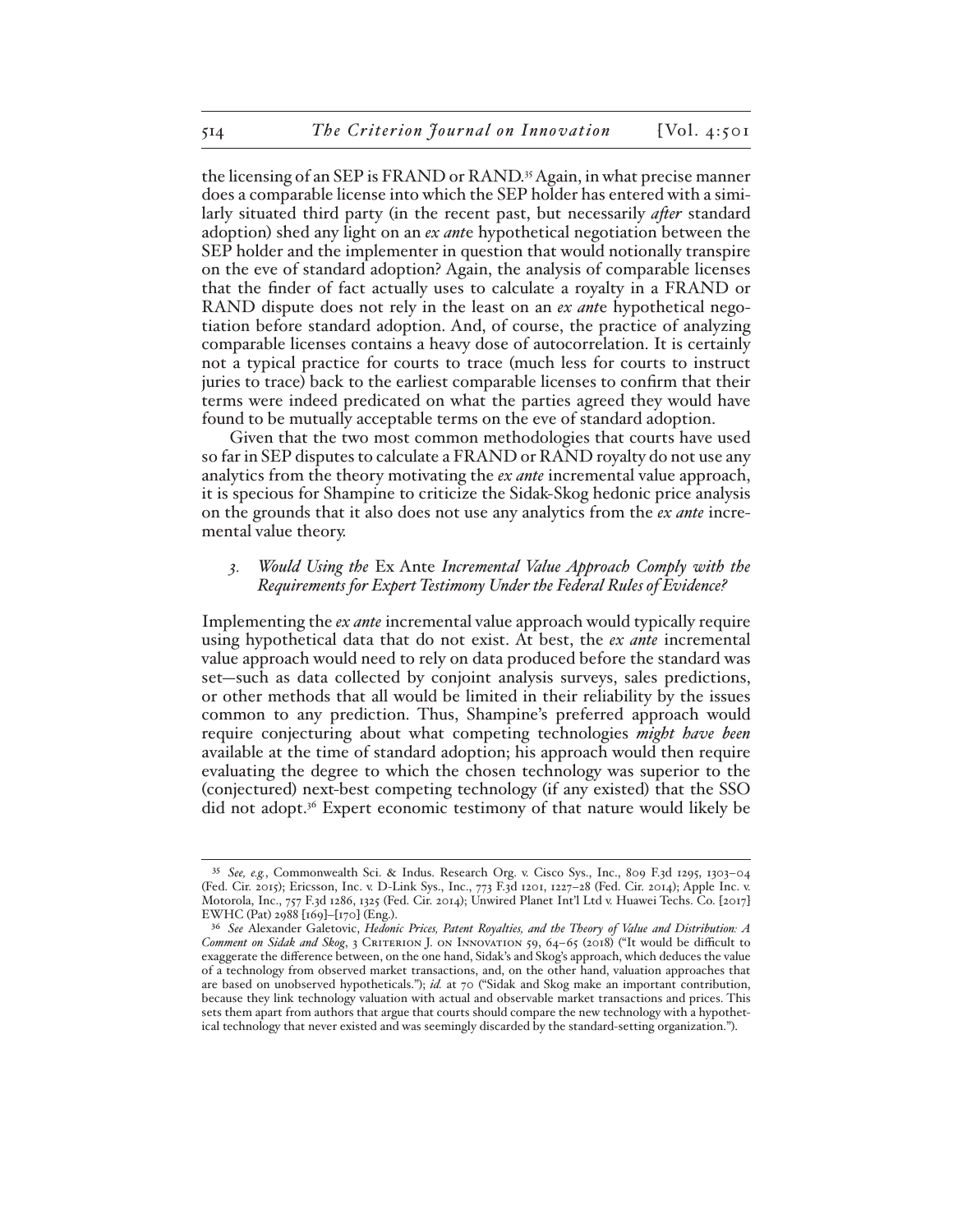the licensing of an SEP is FRAND or RAND.[35] Again, in what precise manner does a comparable license into which the SEP holder has entered with a similarly situated third party (in the recent past, but necessarily *after* standard adoption) shed any light on an *ex ant*e hypothetical negotiation between the SEP holder and the implementer in question that would notionally transpire on the eve of standard adoption? Again, the analysis of comparable licenses that the finder of fact actually uses to calculate a royalty in a FRAND or RAND dispute does not rely in the least on an *ex ant*e hypothetical negotiation before standard adoption. And, of course, the practice of analyzing comparable licenses contains a heavy dose of autocorrelation. It is certainly not a typical practice for courts to trace (much less for courts to instruct juries to trace) back to the earliest comparable licenses to confirm that their terms were indeed predicated on what the parties agreed they would have found to be mutually acceptable terms on the eve of standard adoption.

Given that the two most common methodologies that courts have used so far in SEP disputes to calculate a FRAND or RAND royalty do not use any analytics from the theory motivating the *ex ante* incremental value approach, it is specious for Shampine to criticize the Sidak-Skog hedonic price analysis on the grounds that it also does not use any analytics from the *ex ante* incremental value theory.

### 3. *Would Using the* Ex Ante *Incremental Value Approach Comply with the Requirements for Expert Testimony Under the Federal Rules of Evidence?*

Implementing the *ex ante* incremental value approach would typically require using hypothetical data that do not exist. At best, the *ex ante* incremental value approach would need to rely on data produced before the standard was set—such as data collected by conjoint analysis surveys, sales predictions, or other methods that all would be limited in their reliability by the issues common to any prediction. Thus, Shampine's preferred approach would require conjecturing about what competing technologies *might have been* available at the time of standard adoption; his approach would then require evaluating the degree to which the chosen technology was superior to the (conjectured) next-best competing technology (if any existed) that the SSO did not adopt.[36] Expert economic testimony of that nature would likely be

---

[35] *See, e.g.*, Commonwealth Sci. & Indus. Research Org. v. Cisco Sys., Inc., 809 F.3d 1295, 1303–04 (Fed. Cir. 2015); Ericsson, Inc. v. D-Link Sys., Inc., 773 F.3d 1201, 1227–28 (Fed. Cir. 2014); Apple Inc. v. Motorola, Inc., 757 F.3d 1286, 1325 (Fed. Cir. 2014); Unwired Planet Int'l Ltd v. Huawei Techs. Co. [2017] EWHC (Pat) 2988 [169]–[170] (Eng.).

[36] *See* Alexander Galetovic, *Hedonic Prices, Patent Royalties, and the Theory of Value and Distribution: A Comment on Sidak and Skog*, 3 Criterion J. on Innovation 59, 64–65 (2018) ("It would be difficult to exaggerate the difference between, on the one hand, Sidak's and Skog's approach, which deduces the value of a technology from observed market transactions, and, on the other hand, valuation approaches that are based on unobserved hypotheticals."); *id.* at 70 ("Sidak and Skog make an important contribution, because they link technology valuation with actual and observable market transactions and prices. This sets them apart from authors that argue that courts should compare the new technology with a hypothetical technology that never existed and was seemingly discarded by the standard-setting organization.").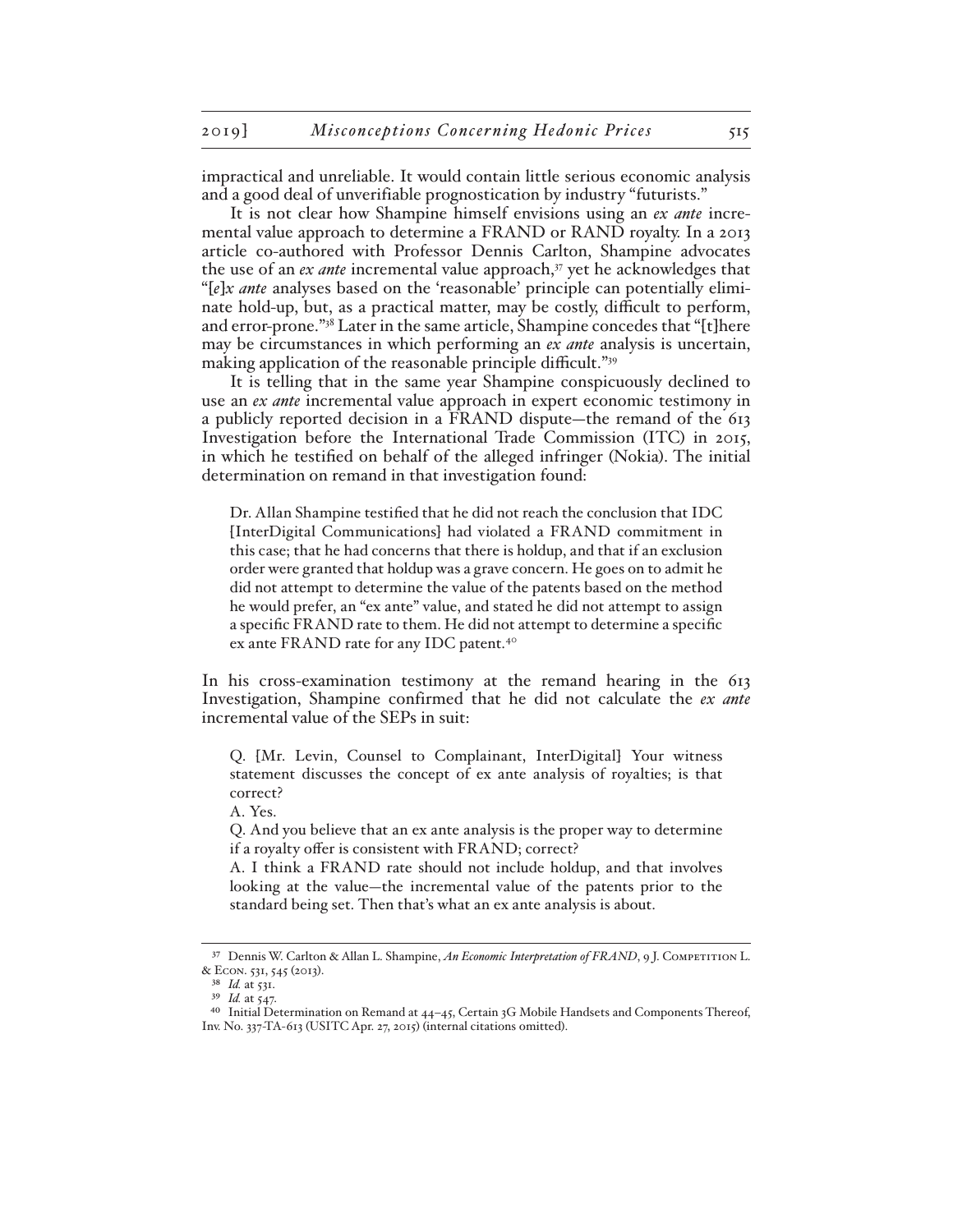impractical and unreliable. It would contain little serious economic analysis and a good deal of unverifiable prognostication by industry "futurists."

It is not clear how Shampine himself envisions using an *ex ante* incremental value approach to determine a FRAND or RAND royalty. In a 2013 article co-authored with Professor Dennis Carlton, Shampine advocates the use of an *ex ante* incremental value approach,[37] yet he acknowledges that "[*e*]*x ante* analyses based on the 'reasonable' principle can potentially eliminate hold-up, but, as a practical matter, may be costly, difficult to perform, and error-prone."[38] Later in the same article, Shampine concedes that "[t]here may be circumstances in which performing an *ex ante* analysis is uncertain, making application of the reasonable principle difficult."[39]

It is telling that in the same year Shampine conspicuously declined to use an *ex ante* incremental value approach in expert economic testimony in a publicly reported decision in a FRAND dispute—the remand of the 613 Investigation before the International Trade Commission (ITC) in 2015, in which he testified on behalf of the alleged infringer (Nokia). The initial determination on remand in that investigation found:

> Dr. Allan Shampine testified that he did not reach the conclusion that IDC [InterDigital Communications] had violated a FRAND commitment in this case; that he had concerns that there is holdup, and that if an exclusion order were granted that holdup was a grave concern. He goes on to admit he did not attempt to determine the value of the patents based on the method he would prefer, an "ex ante" value, and stated he did not attempt to assign a specific FRAND rate to them. He did not attempt to determine a specific ex ante FRAND rate for any IDC patent.[40]

In his cross-examination testimony at the remand hearing in the 613 Investigation, Shampine confirmed that he did not calculate the *ex ante* incremental value of the SEPs in suit:

> Q. [Mr. Levin, Counsel to Complainant, InterDigital] Your witness statement discusses the concept of ex ante analysis of royalties; is that correct?
>
> A. Yes.
>
> Q. And you believe that an ex ante analysis is the proper way to determine if a royalty offer is consistent with FRAND; correct?
>
> A. I think a FRAND rate should not include holdup, and that involves looking at the value—the incremental value of the patents prior to the standard being set. Then that's what an ex ante analysis is about.

---

[37] Dennis W. Carlton & Allan L. Shampine, *An Economic Interpretation of FRAND*, 9 J. Competition L. & Econ. 531, 545 (2013).

[38] *Id.* at 531.

[39] *Id.* at 547.

[40] Initial Determination on Remand at 44–45, Certain 3G Mobile Handsets and Components Thereof, Inv. No. 337-TA-613 (USITC Apr. 27, 2015) (internal citations omitted).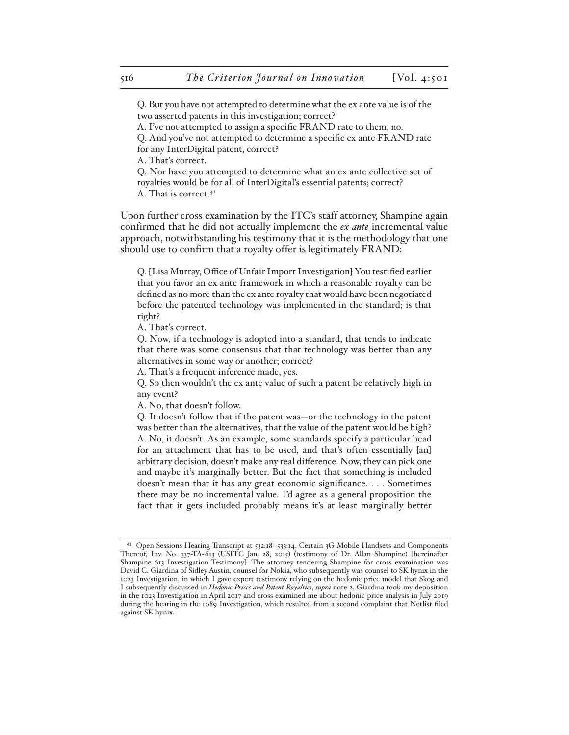> Q. But you have not attempted to determine what the ex ante value is of the two asserted patents in this investigation; correct?
>
> A. I've not attempted to assign a specific FRAND rate to them, no.
>
> Q. And you've not attempted to determine a specific ex ante FRAND rate for any InterDigital patent, correct?
>
> A. That's correct.
>
> Q. Nor have you attempted to determine what an ex ante collective set of royalties would be for all of InterDigital's essential patents; correct?
>
> A. That is correct.[41]

Upon further cross examination by the ITC's staff attorney, Shampine again confirmed that he did not actually implement the *ex ante* incremental value approach, notwithstanding his testimony that it is the methodology that one should use to confirm that a royalty offer is legitimately FRAND:

> Q. [Lisa Murray, Office of Unfair Import Investigation] You testified earlier that you favor an ex ante framework in which a reasonable royalty can be defined as no more than the ex ante royalty that would have been negotiated before the patented technology was implemented in the standard; is that right?
>
> A. That's correct.
>
> Q. Now, if a technology is adopted into a standard, that tends to indicate that there was some consensus that that technology was better than any alternatives in some way or another; correct?
>
> A. That's a frequent inference made, yes.
>
> Q. So then wouldn't the ex ante value of such a patent be relatively high in any event?
>
> A. No, that doesn't follow.
>
> Q. It doesn't follow that if the patent was—or the technology in the patent was better than the alternatives, that the value of the patent would be high?
>
> A. No, it doesn't. As an example, some standards specify a particular head for an attachment that has to be used, and that's often essentially [an] arbitrary decision, doesn't make any real difference. Now, they can pick one and maybe it's marginally better. But the fact that something is included doesn't mean that it has any great economic significance. . . . Sometimes there may be no incremental value. I'd agree as a general proposition the fact that it gets included probably means it's at least marginally better

---

[41] Open Sessions Hearing Transcript at 532:18–533:14, Certain 3G Mobile Handsets and Components Thereof, Inv. No. 337-TA-613 (USITC Jan. 28, 2015) (testimony of Dr. Allan Shampine) [hereinafter Shampine 613 Investigation Testimony]. The attorney tendering Shampine for cross examination was David C. Giardina of Sidley Austin, counsel for Nokia, who subsequently was counsel to SK hynix in the 1023 Investigation, in which I gave expert testimony relying on the hedonic price model that Skog and I subsequently discussed in *Hedonic Prices and Patent Royalties*, *supra* note 2. Giardina took my deposition in the 1023 Investigation in April 2017 and cross examined me about hedonic price analysis in July 2019 during the hearing in the 1089 Investigation, which resulted from a second complaint that Netlist filed against SK hynix.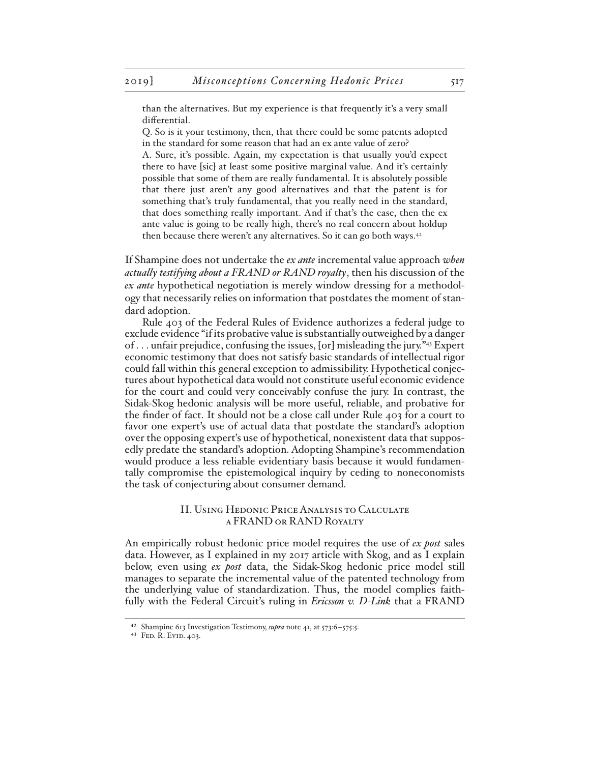> than the alternatives. But my experience is that frequently it's a very small differential.
>
> Q. So is it your testimony, then, that there could be some patents adopted in the standard for some reason that had an ex ante value of zero?
>
> A. Sure, it's possible. Again, my expectation is that usually you'd expect there to have [sic] at least some positive marginal value. And it's certainly possible that some of them are really fundamental. It is absolutely possible that there just aren't any good alternatives and that the patent is for something that's truly fundamental, that you really need in the standard, that does something really important. And if that's the case, then the ex ante value is going to be really high, there's no real concern about holdup then because there weren't any alternatives. So it can go both ways.[42]

If Shampine does not undertake the *ex ante* incremental value approach *when actually testifying about a FRAND or RAND royalty*, then his discussion of the *ex ante* hypothetical negotiation is merely window dressing for a methodology that necessarily relies on information that postdates the moment of standard adoption.

Rule 403 of the Federal Rules of Evidence authorizes a federal judge to exclude evidence "if its probative value is substantially outweighed by a danger of . . . unfair prejudice, confusing the issues, [or] misleading the jury."[43] Expert economic testimony that does not satisfy basic standards of intellectual rigor could fall within this general exception to admissibility. Hypothetical conjectures about hypothetical data would not constitute useful economic evidence for the court and could very conceivably confuse the jury. In contrast, the Sidak-Skog hedonic analysis will be more useful, reliable, and probative for the finder of fact. It should not be a close call under Rule 403 for a court to favor one expert's use of actual data that postdate the standard's adoption over the opposing expert's use of hypothetical, nonexistent data that supposedly predate the standard's adoption. Adopting Shampine's recommendation would produce a less reliable evidentiary basis because it would fundamentally compromise the epistemological inquiry by ceding to noneconomists the task of conjecturing about consumer demand.

## II. Using Hedonic Price Analysis to Calculate a FRAND or RAND Royalty

An empirically robust hedonic price model requires the use of *ex post* sales data. However, as I explained in my 2017 article with Skog, and as I explain below, even using *ex post* data, the Sidak-Skog hedonic price model still manages to separate the incremental value of the patented technology from the underlying value of standardization. Thus, the model complies faithfully with the Federal Circuit's ruling in *Ericsson v. D-Link* that a FRAND

---

[42] Shampine 613 Investigation Testimony, *supra* note 41, at 573:6–575:5.

[43] Fed. R. Evid. 403.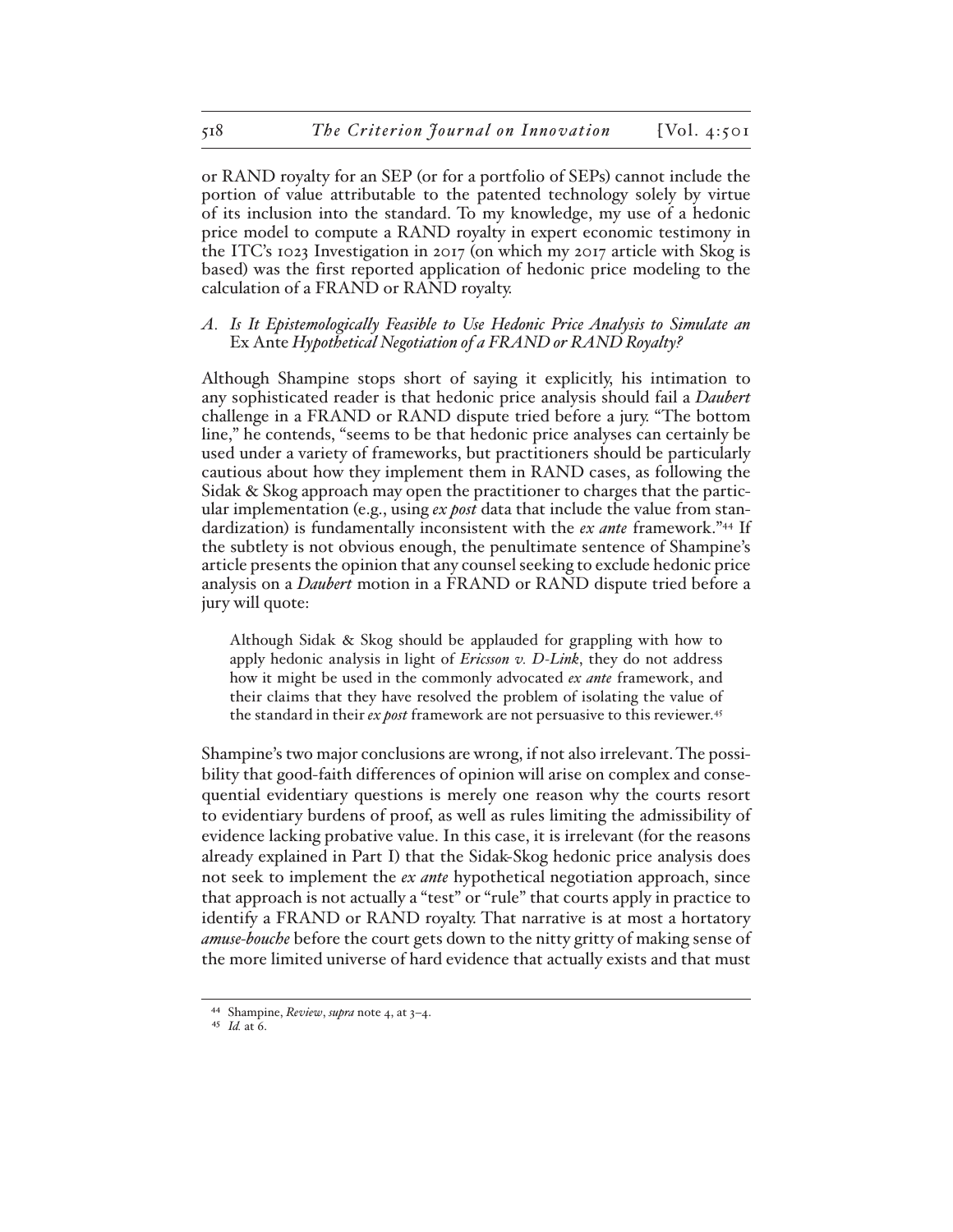or RAND royalty for an SEP (or for a portfolio of SEPs) cannot include the portion of value attributable to the patented technology solely by virtue of its inclusion into the standard. To my knowledge, my use of a hedonic price model to compute a RAND royalty in expert economic testimony in the ITC's 1023 Investigation in 2017 (on which my 2017 article with Skog is based) was the first reported application of hedonic price modeling to the calculation of a FRAND or RAND royalty.

### *A. Is It Epistemologically Feasible to Use Hedonic Price Analysis to Simulate an* Ex Ante *Hypothetical Negotiation of a FRAND or RAND Royalty?*

Although Shampine stops short of saying it explicitly, his intimation to any sophisticated reader is that hedonic price analysis should fail a *Daubert* challenge in a FRAND or RAND dispute tried before a jury. "The bottom line," he contends, "seems to be that hedonic price analyses can certainly be used under a variety of frameworks, but practitioners should be particularly cautious about how they implement them in RAND cases, as following the Sidak & Skog approach may open the practitioner to charges that the particular implementation (e.g., using *ex post* data that include the value from standardization) is fundamentally inconsistent with the *ex ante* framework."[44] If the subtlety is not obvious enough, the penultimate sentence of Shampine's article presents the opinion that any counsel seeking to exclude hedonic price analysis on a *Daubert* motion in a FRAND or RAND dispute tried before a jury will quote:

> Although Sidak & Skog should be applauded for grappling with how to apply hedonic analysis in light of *Ericsson v. D-Link*, they do not address how it might be used in the commonly advocated *ex ante* framework, and their claims that they have resolved the problem of isolating the value of the standard in their *ex post* framework are not persuasive to this reviewer.[45]

Shampine's two major conclusions are wrong, if not also irrelevant. The possibility that good-faith differences of opinion will arise on complex and consequential evidentiary questions is merely one reason why the courts resort to evidentiary burdens of proof, as well as rules limiting the admissibility of evidence lacking probative value. In this case, it is irrelevant (for the reasons already explained in Part I) that the Sidak-Skog hedonic price analysis does not seek to implement the *ex ante* hypothetical negotiation approach, since that approach is not actually a "test" or "rule" that courts apply in practice to identify a FRAND or RAND royalty. That narrative is at most a hortatory *amuse-bouche* before the court gets down to the nitty gritty of making sense of the more limited universe of hard evidence that actually exists and that must

[44] Shampine, *Review*, *supra* note 4, at 3–4.

[45] *Id.* at 6.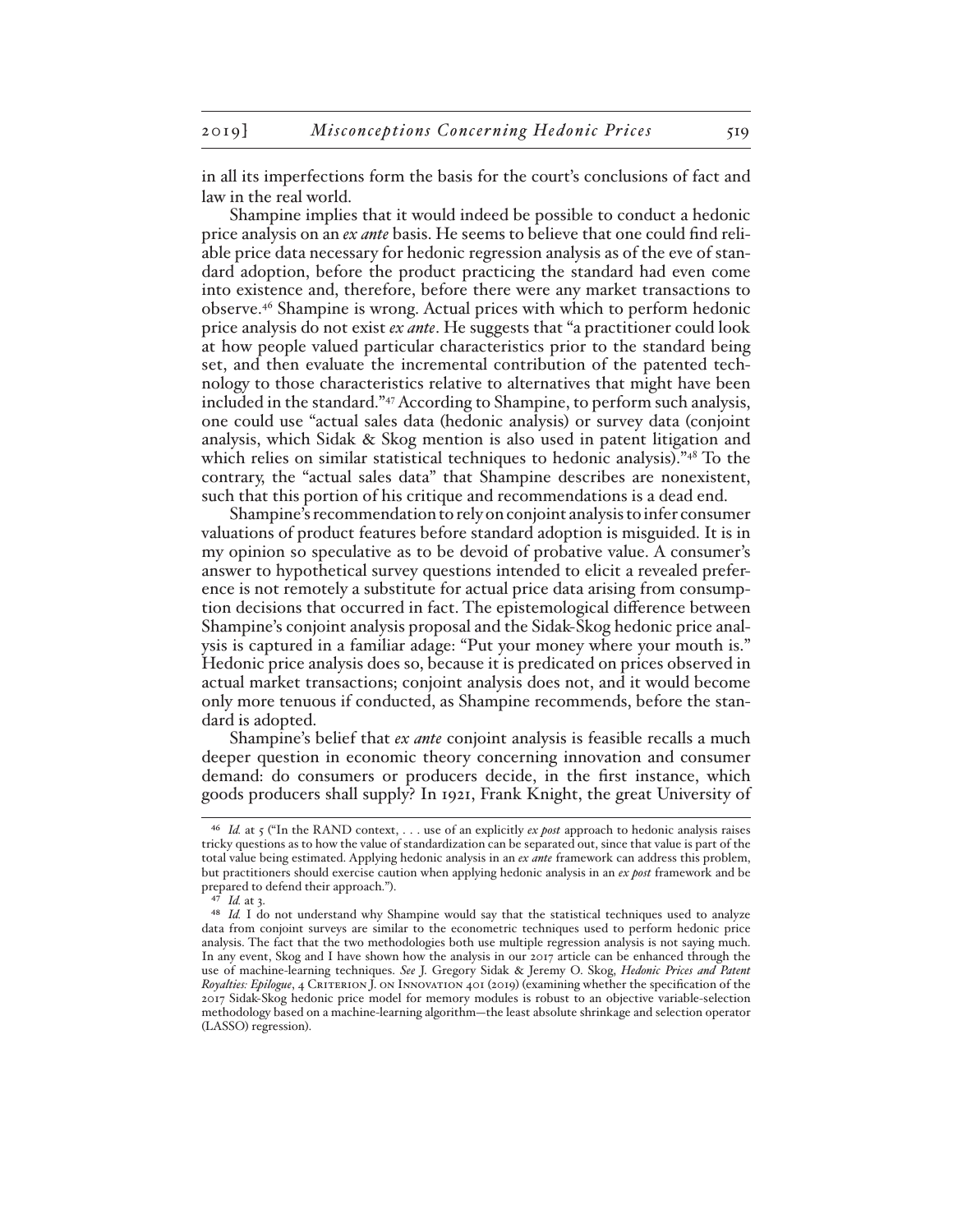in all its imperfections form the basis for the court's conclusions of fact and law in the real world.

Shampine implies that it would indeed be possible to conduct a hedonic price analysis on an *ex ante* basis. He seems to believe that one could find reliable price data necessary for hedonic regression analysis as of the eve of standard adoption, before the product practicing the standard had even come into existence and, therefore, before there were any market transactions to observe.[46] Shampine is wrong. Actual prices with which to perform hedonic price analysis do not exist *ex ante*. He suggests that "a practitioner could look at how people valued particular characteristics prior to the standard being set, and then evaluate the incremental contribution of the patented technology to those characteristics relative to alternatives that might have been included in the standard."[47] According to Shampine, to perform such analysis, one could use "actual sales data (hedonic analysis) or survey data (conjoint analysis, which Sidak & Skog mention is also used in patent litigation and which relies on similar statistical techniques to hedonic analysis)."[48] To the contrary, the "actual sales data" that Shampine describes are nonexistent, such that this portion of his critique and recommendations is a dead end.

Shampine's recommendation to rely on conjoint analysis to infer consumer valuations of product features before standard adoption is misguided. It is in my opinion so speculative as to be devoid of probative value. A consumer's answer to hypothetical survey questions intended to elicit a revealed preference is not remotely a substitute for actual price data arising from consumption decisions that occurred in fact. The epistemological difference between Shampine's conjoint analysis proposal and the Sidak-Skog hedonic price analysis is captured in a familiar adage: "Put your money where your mouth is." Hedonic price analysis does so, because it is predicated on prices observed in actual market transactions; conjoint analysis does not, and it would become only more tenuous if conducted, as Shampine recommends, before the standard is adopted.

Shampine's belief that *ex ante* conjoint analysis is feasible recalls a much deeper question in economic theory concerning innovation and consumer demand: do consumers or producers decide, in the first instance, which goods producers shall supply? In 1921, Frank Knight, the great University of

---

[46] *Id.* at 5 ("In the RAND context, . . . use of an explicitly *ex post* approach to hedonic analysis raises tricky questions as to how the value of standardization can be separated out, since that value is part of the total value being estimated. Applying hedonic analysis in an *ex ante* framework can address this problem, but practitioners should exercise caution when applying hedonic analysis in an *ex post* framework and be prepared to defend their approach.").

[47] *Id.* at 3.

[48] *Id.* I do not understand why Shampine would say that the statistical techniques used to analyze data from conjoint surveys are similar to the econometric techniques used to perform hedonic price analysis. The fact that the two methodologies both use multiple regression analysis is not saying much. In any event, Skog and I have shown how the analysis in our 2017 article can be enhanced through the use of machine-learning techniques. *See* J. Gregory Sidak & Jeremy O. Skog, *Hedonic Prices and Patent Royalties: Epilogue*, 4 Criterion J. on Innovation 401 (2019) (examining whether the specification of the 2017 Sidak-Skog hedonic price model for memory modules is robust to an objective variable-selection methodology based on a machine-learning algorithm—the least absolute shrinkage and selection operator (LASSO) regression).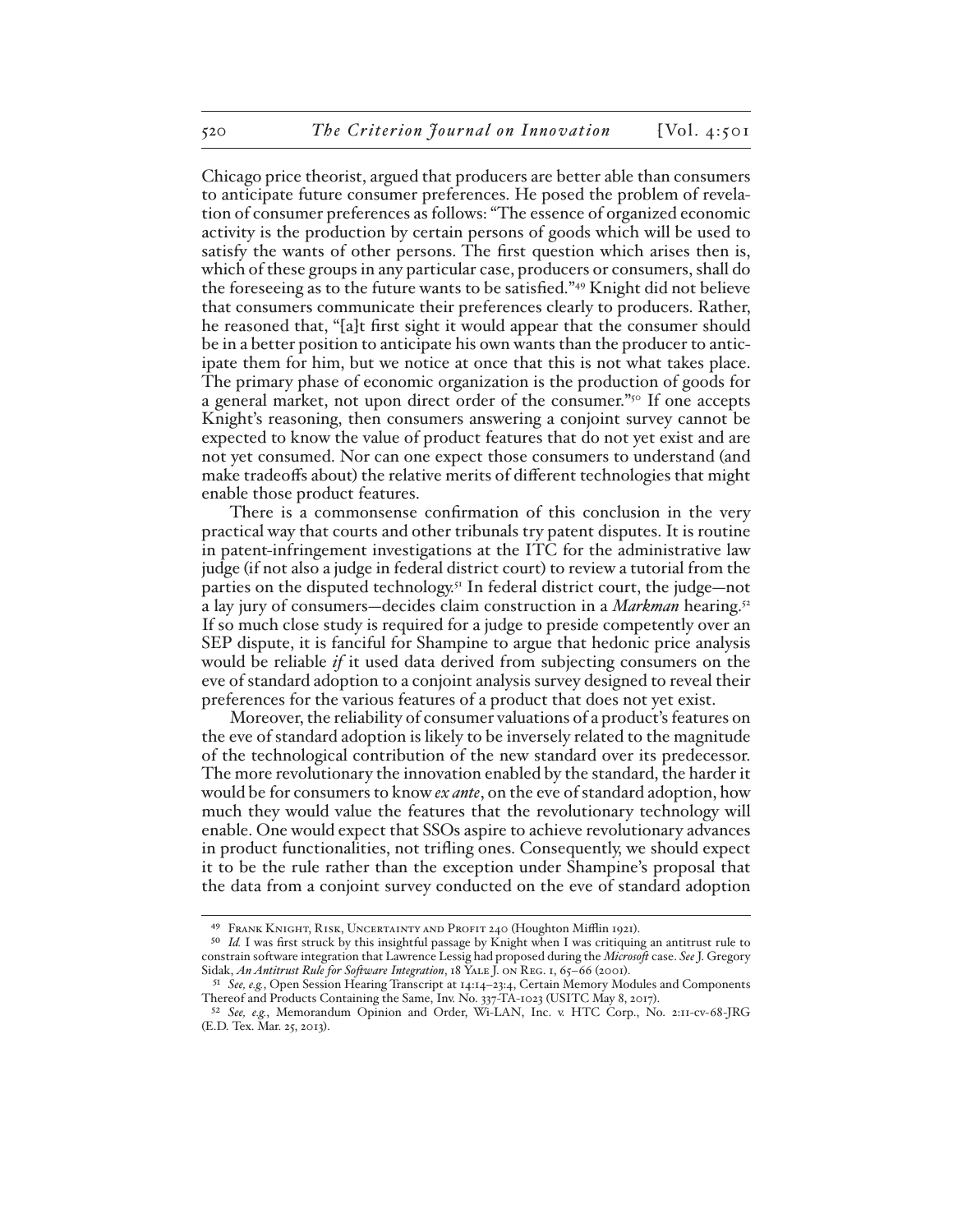Chicago price theorist, argued that producers are better able than consumers to anticipate future consumer preferences. He posed the problem of revelation of consumer preferences as follows: "The essence of organized economic activity is the production by certain persons of goods which will be used to satisfy the wants of other persons. The first question which arises then is, which of these groups in any particular case, producers or consumers, shall do the foreseeing as to the future wants to be satisfied."[49] Knight did not believe that consumers communicate their preferences clearly to producers. Rather, he reasoned that, "[a]t first sight it would appear that the consumer should be in a better position to anticipate his own wants than the producer to anticipate them for him, but we notice at once that this is not what takes place. The primary phase of economic organization is the production of goods for a general market, not upon direct order of the consumer."[50] If one accepts Knight's reasoning, then consumers answering a conjoint survey cannot be expected to know the value of product features that do not yet exist and are not yet consumed. Nor can one expect those consumers to understand (and make tradeoffs about) the relative merits of different technologies that might enable those product features.

There is a commonsense confirmation of this conclusion in the very practical way that courts and other tribunals try patent disputes. It is routine in patent-infringement investigations at the ITC for the administrative law judge (if not also a judge in federal district court) to review a tutorial from the parties on the disputed technology.[51] In federal district court, the judge—not a lay jury of consumers—decides claim construction in a *Markman* hearing.[52] If so much close study is required for a judge to preside competently over an SEP dispute, it is fanciful for Shampine to argue that hedonic price analysis would be reliable *if* it used data derived from subjecting consumers on the eve of standard adoption to a conjoint analysis survey designed to reveal their preferences for the various features of a product that does not yet exist.

Moreover, the reliability of consumer valuations of a product's features on the eve of standard adoption is likely to be inversely related to the magnitude of the technological contribution of the new standard over its predecessor. The more revolutionary the innovation enabled by the standard, the harder it would be for consumers to know *ex ante*, on the eve of standard adoption, how much they would value the features that the revolutionary technology will enable. One would expect that SSOs aspire to achieve revolutionary advances in product functionalities, not trifling ones. Consequently, we should expect it to be the rule rather than the exception under Shampine's proposal that the data from a conjoint survey conducted on the eve of standard adoption

---

[49] Frank Knight, Risk, Uncertainty and Profit 240 (Houghton Mifflin 1921).

[50] *Id.* I was first struck by this insightful passage by Knight when I was critiquing an antitrust rule to constrain software integration that Lawrence Lessig had proposed during the *Microsoft* case. *See* J. Gregory Sidak, *An Antitrust Rule for Software Integration*, 18 Yale J. on Reg. 1, 65–66 (2001).

[51] *See, e.g.*, Open Session Hearing Transcript at 14:14–23:4, Certain Memory Modules and Components Thereof and Products Containing the Same, Inv. No. 337-TA-1023 (USITC May 8, 2017).

[52] *See, e.g.*, Memorandum Opinion and Order, Wi-LAN, Inc. v. HTC Corp., No. 2:11-cv-68-JRG (E.D. Tex. Mar. 25, 2013).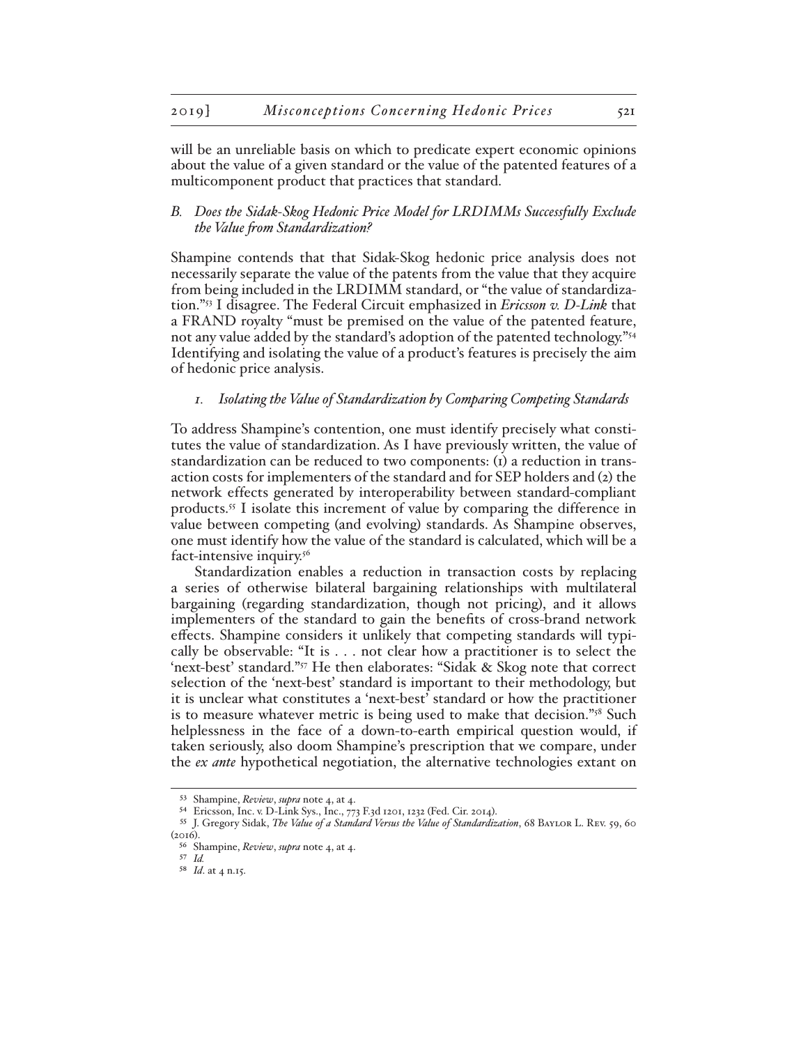will be an unreliable basis on which to predicate expert economic opinions about the value of a given standard or the value of the patented features of a multicomponent product that practices that standard.

### *B. Does the Sidak-Skog Hedonic Price Model for LRDIMMs Successfully Exclude the Value from Standardization?*

Shampine contends that that Sidak-Skog hedonic price analysis does not necessarily separate the value of the patents from the value that they acquire from being included in the LRDIMM standard, or "the value of standardization."[53] I disagree. The Federal Circuit emphasized in *Ericsson v. D-Link* that a FRAND royalty "must be premised on the value of the patented feature, not any value added by the standard's adoption of the patented technology."[54] Identifying and isolating the value of a product's features is precisely the aim of hedonic price analysis.

#### *1. Isolating the Value of Standardization by Comparing Competing Standards*

To address Shampine's contention, one must identify precisely what constitutes the value of standardization. As I have previously written, the value of standardization can be reduced to two components: (1) a reduction in transaction costs for implementers of the standard and for SEP holders and (2) the network effects generated by interoperability between standard-compliant products.[55] I isolate this increment of value by comparing the difference in value between competing (and evolving) standards. As Shampine observes, one must identify how the value of the standard is calculated, which will be a fact-intensive inquiry.[56]

Standardization enables a reduction in transaction costs by replacing a series of otherwise bilateral bargaining relationships with multilateral bargaining (regarding standardization, though not pricing), and it allows implementers of the standard to gain the benefits of cross-brand network effects. Shampine considers it unlikely that competing standards will typically be observable: "It is . . . not clear how a practitioner is to select the 'next-best' standard."[57] He then elaborates: "Sidak & Skog note that correct selection of the 'next-best' standard is important to their methodology, but it is unclear what constitutes a 'next-best' standard or how the practitioner is to measure whatever metric is being used to make that decision."[58] Such helplessness in the face of a down-to-earth empirical question would, if taken seriously, also doom Shampine's prescription that we compare, under the *ex ante* hypothetical negotiation, the alternative technologies extant on

---

[53] Shampine, *Review*, *supra* note 4, at 4.

[54] Ericsson, Inc. v. D-Link Sys., Inc., 773 F.3d 1201, 1232 (Fed. Cir. 2014).

[55] J. Gregory Sidak, *The Value of a Standard Versus the Value of Standardization*, 68 Baylor L. Rev. 59, 60 (2016).

[56] Shampine, *Review*, *supra* note 4, at 4.

[57] *Id.*

[58] *Id.* at 4 n.15.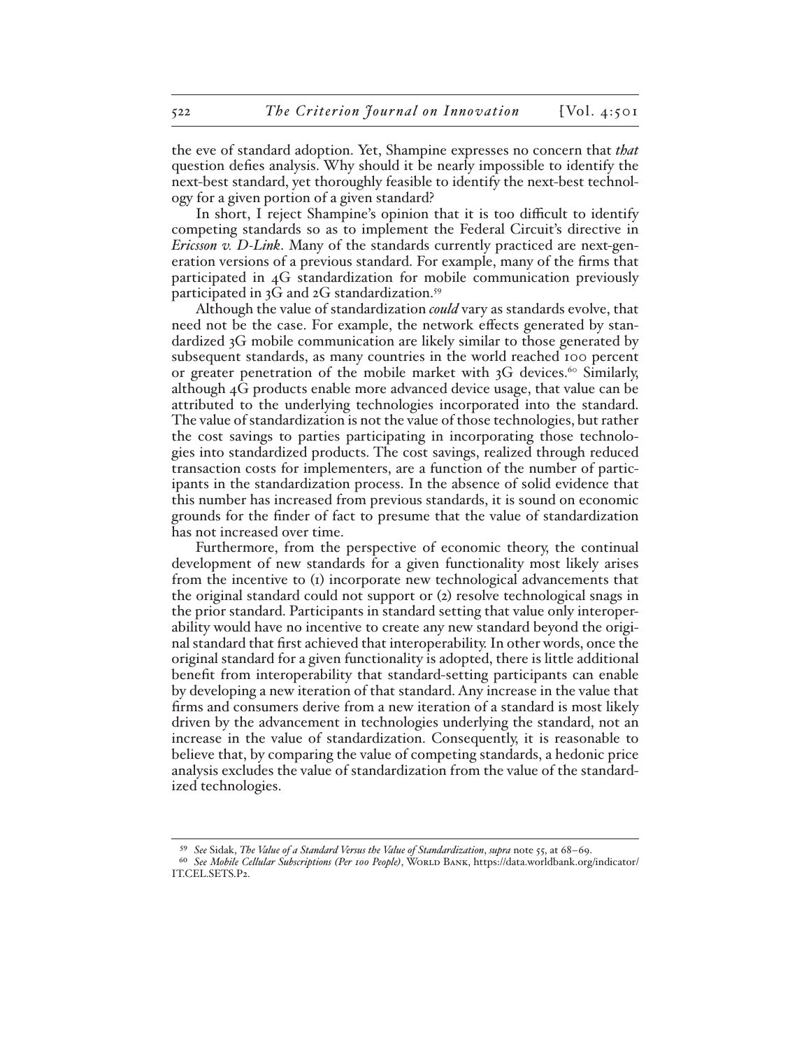the eve of standard adoption. Yet, Shampine expresses no concern that *that* question defies analysis. Why should it be nearly impossible to identify the next-best standard, yet thoroughly feasible to identify the next-best technology for a given portion of a given standard?

In short, I reject Shampine's opinion that it is too difficult to identify competing standards so as to implement the Federal Circuit's directive in *Ericsson v. D-Link*. Many of the standards currently practiced are next-generation versions of a previous standard. For example, many of the firms that participated in 4G standardization for mobile communication previously participated in 3G and 2G standardization.[59]

Although the value of standardization *could* vary as standards evolve, that need not be the case. For example, the network effects generated by standardized 3G mobile communication are likely similar to those generated by subsequent standards, as many countries in the world reached 100 percent or greater penetration of the mobile market with 3G devices.[60] Similarly, although 4G products enable more advanced device usage, that value can be attributed to the underlying technologies incorporated into the standard. The value of standardization is not the value of those technologies, but rather the cost savings to parties participating in incorporating those technologies into standardized products. The cost savings, realized through reduced transaction costs for implementers, are a function of the number of participants in the standardization process. In the absence of solid evidence that this number has increased from previous standards, it is sound on economic grounds for the finder of fact to presume that the value of standardization has not increased over time.

Furthermore, from the perspective of economic theory, the continual development of new standards for a given functionality most likely arises from the incentive to (1) incorporate new technological advancements that the original standard could not support or (2) resolve technological snags in the prior standard. Participants in standard setting that value only interoperability would have no incentive to create any new standard beyond the original standard that first achieved that interoperability. In other words, once the original standard for a given functionality is adopted, there is little additional benefit from interoperability that standard-setting participants can enable by developing a new iteration of that standard. Any increase in the value that firms and consumers derive from a new iteration of a standard is most likely driven by the advancement in technologies underlying the standard, not an increase in the value of standardization. Consequently, it is reasonable to believe that, by comparing the value of competing standards, a hedonic price analysis excludes the value of standardization from the value of the standardized technologies.

---

[59] *See* Sidak, *The Value of a Standard Versus the Value of Standardization*, *supra* note 55, at 68–69.

[60] *See Mobile Cellular Subscriptions (Per 100 People)*, World Bank, https://data.worldbank.org/indicator/IT.CEL.SETS.P2.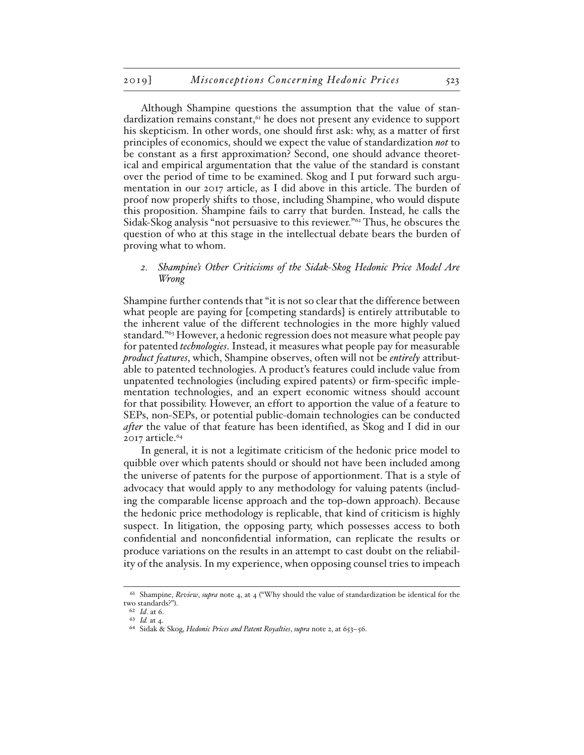Although Shampine questions the assumption that the value of standardization remains constant,[61] he does not present any evidence to support his skepticism. In other words, one should first ask: why, as a matter of first principles of economics, should we expect the value of standardization ***not*** to be constant as a first approximation? Second, one should advance theoretical and empirical argumentation that the value of the standard is constant over the period of time to be examined. Skog and I put forward such argumentation in our 2017 article, as I did above in this article. The burden of proof now properly shifts to those, including Shampine, who would dispute this proposition. Shampine fails to carry that burden. Instead, he calls the Sidak-Skog analysis "not persuasive to this reviewer."[62] Thus, he obscures the question of who at this stage in the intellectual debate bears the burden of proving what to whom.

### 2. *Shampine's Other Criticisms of the Sidak-Skog Hedonic Price Model Are Wrong*

Shampine further contends that "it is not so clear that the difference between what people are paying for [competing standards] is entirely attributable to the inherent value of the different technologies in the more highly valued standard."[63] However, a hedonic regression does not measure what people pay for patented *technologies*. Instead, it measures what people pay for measurable *product features*, which, Shampine observes, often will not be *entirely* attributable to patented technologies. A product's features could include value from unpatented technologies (including expired patents) or firm-specific implementation technologies, and an expert economic witness should account for that possibility. However, an effort to apportion the value of a feature to SEPs, non-SEPs, or potential public-domain technologies can be conducted *after* the value of that feature has been identified, as Skog and I did in our 2017 article.[64]

In general, it is not a legitimate criticism of the hedonic price model to quibble over which patents should or should not have been included among the universe of patents for the purpose of apportionment. That is a style of advocacy that would apply to any methodology for valuing patents (including the comparable license approach and the top-down approach). Because the hedonic price methodology is replicable, that kind of criticism is highly suspect. In litigation, the opposing party, which possesses access to both confidential and nonconfidential information, can replicate the results or produce variations on the results in an attempt to cast doubt on the reliability of the analysis. In my experience, when opposing counsel tries to impeach

---

[61] Shampine, *Review*, *supra* note 4, at 4 ("Why should the value of standardization be identical for the two standards?").

[62] *Id*. at 6.

[63] *Id.* at 4.

[64] Sidak & Skog, *Hedonic Prices and Patent Royalties*, *supra* note 2, at 653–56.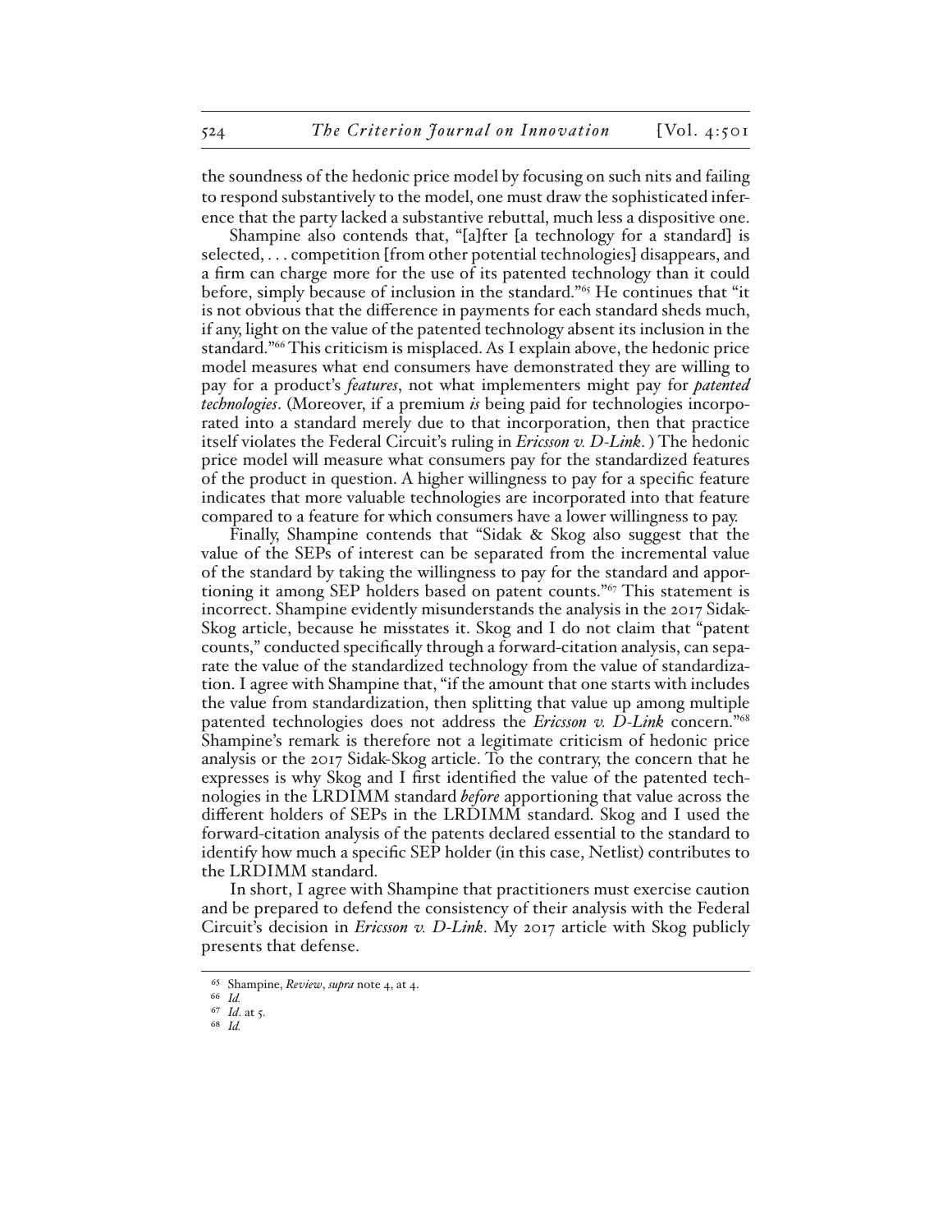the soundness of the hedonic price model by focusing on such nits and failing to respond substantively to the model, one must draw the sophisticated inference that the party lacked a substantive rebuttal, much less a dispositive one.

Shampine also contends that, "[a]fter [a technology for a standard] is selected, . . . competition [from other potential technologies] disappears, and a firm can charge more for the use of its patented technology than it could before, simply because of inclusion in the standard."[65] He continues that "it is not obvious that the difference in payments for each standard sheds much, if any, light on the value of the patented technology absent its inclusion in the standard."[66] This criticism is misplaced. As I explain above, the hedonic price model measures what end consumers have demonstrated they are willing to pay for a product's *features*, not what implementers might pay for *patented technologies*. (Moreover, if a premium *is* being paid for technologies incorporated into a standard merely due to that incorporation, then that practice itself violates the Federal Circuit's ruling in *Ericsson v. D-Link*.) The hedonic price model will measure what consumers pay for the standardized features of the product in question. A higher willingness to pay for a specific feature indicates that more valuable technologies are incorporated into that feature compared to a feature for which consumers have a lower willingness to pay.

Finally, Shampine contends that "Sidak & Skog also suggest that the value of the SEPs of interest can be separated from the incremental value of the standard by taking the willingness to pay for the standard and apportioning it among SEP holders based on patent counts."[67] This statement is incorrect. Shampine evidently misunderstands the analysis in the 2017 Sidak-Skog article, because he misstates it. Skog and I do not claim that "patent counts," conducted specifically through a forward-citation analysis, can separate the value of the standardized technology from the value of standardization. I agree with Shampine that, "if the amount that one starts with includes the value from standardization, then splitting that value up among multiple patented technologies does not address the *Ericsson v. D-Link* concern."[68] Shampine's remark is therefore not a legitimate criticism of hedonic price analysis or the 2017 Sidak-Skog article. To the contrary, the concern that he expresses is why Skog and I first identified the value of the patented technologies in the LRDIMM standard *before* apportioning that value across the different holders of SEPs in the LRDIMM standard. Skog and I used the forward-citation analysis of the patents declared essential to the standard to identify how much a specific SEP holder (in this case, Netlist) contributes to the LRDIMM standard.

In short, I agree with Shampine that practitioners must exercise caution and be prepared to defend the consistency of their analysis with the Federal Circuit's decision in *Ericsson v. D-Link*. My 2017 article with Skog publicly presents that defense.

[65] Shampine, *Review*, *supra* note 4, at 4.

[66] *Id.*

[67] *Id.* at 5.

[68] *Id.*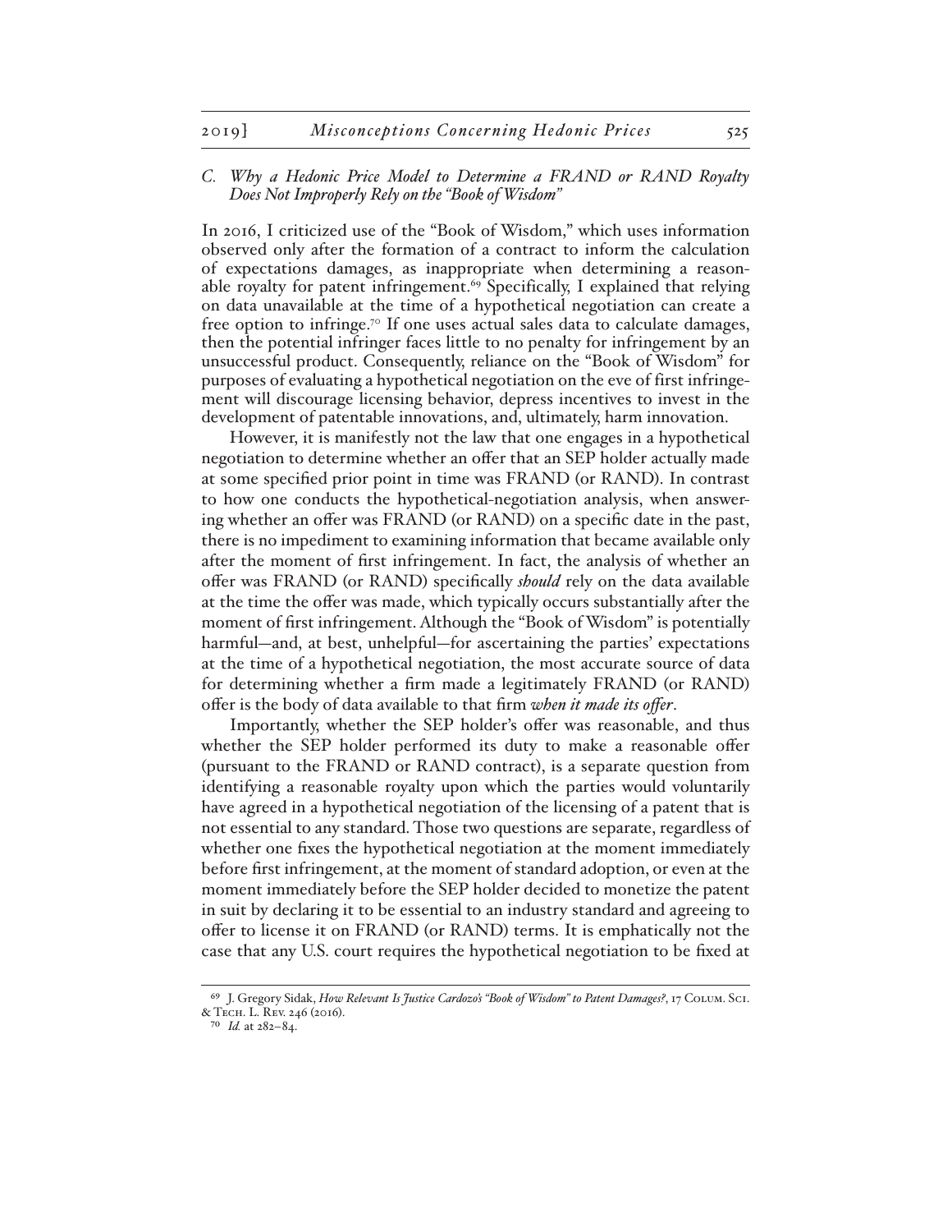### C. *Why a Hedonic Price Model to Determine a FRAND or RAND Royalty Does Not Improperly Rely on the "Book of Wisdom"*

In 2016, I criticized use of the "Book of Wisdom," which uses information observed only after the formation of a contract to inform the calculation of expectations damages, as inappropriate when determining a reasonable royalty for patent infringement.[69] Specifically, I explained that relying on data unavailable at the time of a hypothetical negotiation can create a free option to infringe.[70] If one uses actual sales data to calculate damages, then the potential infringer faces little to no penalty for infringement by an unsuccessful product. Consequently, reliance on the "Book of Wisdom" for purposes of evaluating a hypothetical negotiation on the eve of first infringement will discourage licensing behavior, depress incentives to invest in the development of patentable innovations, and, ultimately, harm innovation.

However, it is manifestly not the law that one engages in a hypothetical negotiation to determine whether an offer that an SEP holder actually made at some specified prior point in time was FRAND (or RAND). In contrast to how one conducts the hypothetical-negotiation analysis, when answering whether an offer was FRAND (or RAND) on a specific date in the past, there is no impediment to examining information that became available only after the moment of first infringement. In fact, the analysis of whether an offer was FRAND (or RAND) specifically *should* rely on the data available at the time the offer was made, which typically occurs substantially after the moment of first infringement. Although the "Book of Wisdom" is potentially harmful—and, at best, unhelpful—for ascertaining the parties' expectations at the time of a hypothetical negotiation, the most accurate source of data for determining whether a firm made a legitimately FRAND (or RAND) offer is the body of data available to that firm *when it made its offer*.

Importantly, whether the SEP holder's offer was reasonable, and thus whether the SEP holder performed its duty to make a reasonable offer (pursuant to the FRAND or RAND contract), is a separate question from identifying a reasonable royalty upon which the parties would voluntarily have agreed in a hypothetical negotiation of the licensing of a patent that is not essential to any standard. Those two questions are separate, regardless of whether one fixes the hypothetical negotiation at the moment immediately before first infringement, at the moment of standard adoption, or even at the moment immediately before the SEP holder decided to monetize the patent in suit by declaring it to be essential to an industry standard and agreeing to offer to license it on FRAND (or RAND) terms. It is emphatically not the case that any U.S. court requires the hypothetical negotiation to be fixed at

---

[69] J. Gregory Sidak, *How Relevant Is Justice Cardozo's "Book of Wisdom" to Patent Damages?*, 17 Colum. Sci. & Tech. L. Rev. 246 (2016).

[70] *Id.* at 282–84.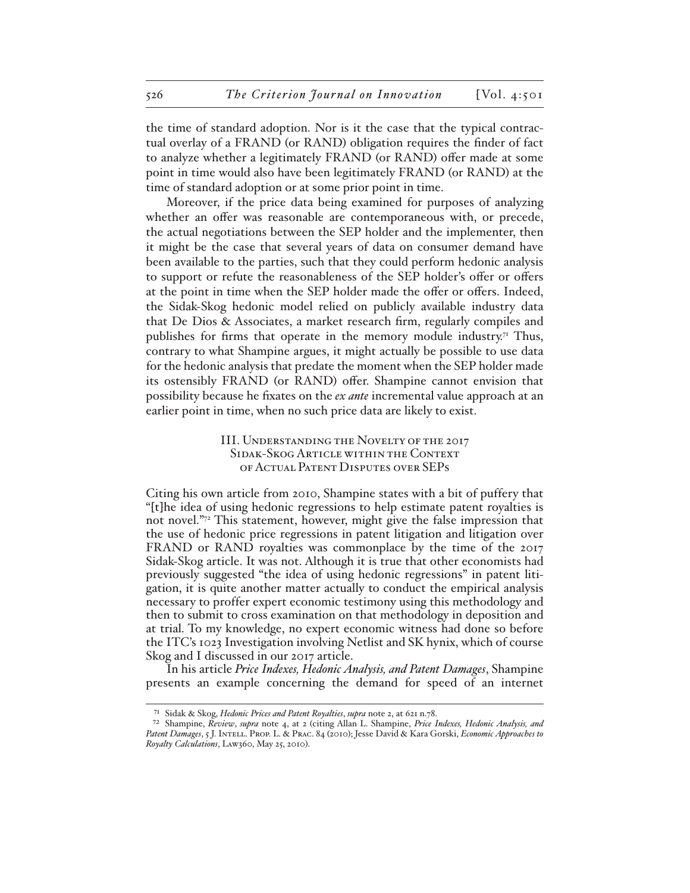the time of standard adoption. Nor is it the case that the typical contractual overlay of a FRAND (or RAND) obligation requires the finder of fact to analyze whether a legitimately FRAND (or RAND) offer made at some point in time would also have been legitimately FRAND (or RAND) at the time of standard adoption or at some prior point in time.

Moreover, if the price data being examined for purposes of analyzing whether an offer was reasonable are contemporaneous with, or precede, the actual negotiations between the SEP holder and the implementer, then it might be the case that several years of data on consumer demand have been available to the parties, such that they could perform hedonic analysis to support or refute the reasonableness of the SEP holder's offer or offers at the point in time when the SEP holder made the offer or offers. Indeed, the Sidak-Skog hedonic model relied on publicly available industry data that De Dios & Associates, a market research firm, regularly compiles and publishes for firms that operate in the memory module industry.[71] Thus, contrary to what Shampine argues, it might actually be possible to use data for the hedonic analysis that predate the moment when the SEP holder made its ostensibly FRAND (or RAND) offer. Shampine cannot envision that possibility because he fixates on the *ex ante* incremental value approach at an earlier point in time, when no such price data are likely to exist.

## III. Understanding the Novelty of the 2017 Sidak-Skog Article within the Context of Actual Patent Disputes over SEPs

Citing his own article from 2010, Shampine states with a bit of puffery that "[t]he idea of using hedonic regressions to help estimate patent royalties is not novel."[72] This statement, however, might give the false impression that the use of hedonic price regressions in patent litigation and litigation over FRAND or RAND royalties was commonplace by the time of the 2017 Sidak-Skog article. It was not. Although it is true that other economists had previously suggested "the idea of using hedonic regressions" in patent litigation, it is quite another matter actually to conduct the empirical analysis necessary to proffer expert economic testimony using this methodology and then to submit to cross examination on that methodology in deposition and at trial. To my knowledge, no expert economic witness had done so before the ITC's 1023 Investigation involving Netlist and SK hynix, which of course Skog and I discussed in our 2017 article.

In his article *Price Indexes, Hedonic Analysis, and Patent Damages*, Shampine presents an example concerning the demand for speed of an internet

[71] Sidak & Skog, *Hedonic Prices and Patent Royalties*, *supra* note 2, at 621 n.78.

[72] Shampine, *Review*, *supra* note 4, at 2 (citing Allan L. Shampine, *Price Indexes, Hedonic Analysis, and Patent Damages*, 5 J. Intell. Prop. L. & Prac. 84 (2010); Jesse David & Kara Gorski, *Economic Approaches to Royalty Calculations*, Law360, May 25, 2010).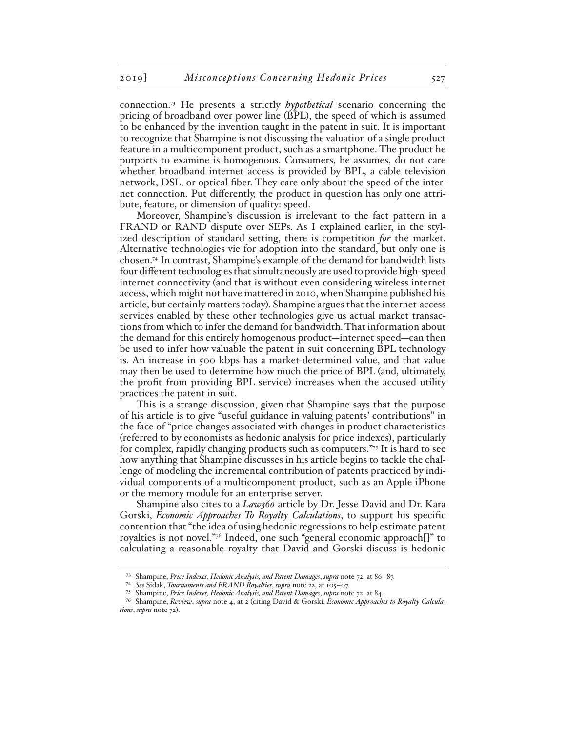connection.[73] He presents a strictly *hypothetical* scenario concerning the pricing of broadband over power line (BPL), the speed of which is assumed to be enhanced by the invention taught in the patent in suit. It is important to recognize that Shampine is not discussing the valuation of a single product feature in a multicomponent product, such as a smartphone. The product he purports to examine is homogenous. Consumers, he assumes, do not care whether broadband internet access is provided by BPL, a cable television network, DSL, or optical fiber. They care only about the speed of the internet connection. Put differently, the product in question has only one attribute, feature, or dimension of quality: speed.

Moreover, Shampine's discussion is irrelevant to the fact pattern in a FRAND or RAND dispute over SEPs. As I explained earlier, in the stylized description of standard setting, there is competition *for* the market. Alternative technologies vie for adoption into the standard, but only one is chosen.[74] In contrast, Shampine's example of the demand for bandwidth lists four different technologies that simultaneously are used to provide high-speed internet connectivity (and that is without even considering wireless internet access, which might not have mattered in 2010, when Shampine published his article, but certainly matters today). Shampine argues that the internet-access services enabled by these other technologies give us actual market transactions from which to infer the demand for bandwidth. That information about the demand for this entirely homogenous product—internet speed—can then be used to infer how valuable the patent in suit concerning BPL technology is. An increase in 500 kbps has a market-determined value, and that value may then be used to determine how much the price of BPL (and, ultimately, the profit from providing BPL service) increases when the accused utility practices the patent in suit.

This is a strange discussion, given that Shampine says that the purpose of his article is to give "useful guidance in valuing patents' contributions" in the face of "price changes associated with changes in product characteristics (referred to by economists as hedonic analysis for price indexes), particularly for complex, rapidly changing products such as computers."[75] It is hard to see how anything that Shampine discusses in his article begins to tackle the challenge of modeling the incremental contribution of patents practiced by individual components of a multicomponent product, such as an Apple iPhone or the memory module for an enterprise server.

Shampine also cites to a *Law360* article by Dr. Jesse David and Dr. Kara Gorski, *Economic Approaches To Royalty Calculations*, to support his specific contention that "the idea of using hedonic regressions to help estimate patent royalties is not novel."[76] Indeed, one such "general economic approach[]" to calculating a reasonable royalty that David and Gorski discuss is hedonic

---

[73] Shampine, *Price Indexes, Hedonic Analysis, and Patent Damages*, *supra* note 72, at 86–87.

[74] *See* Sidak, *Tournaments and FRAND Royalties*, *supra* note 22, at 105–07.

[75] Shampine, *Price Indexes, Hedonic Analysis, and Patent Damages*, *supra* note 72, at 84.

[76] Shampine, *Review*, *supra* note 4, at 2 (citing David & Gorski, *Economic Approaches to Royalty Calculations*, *supra* note 72).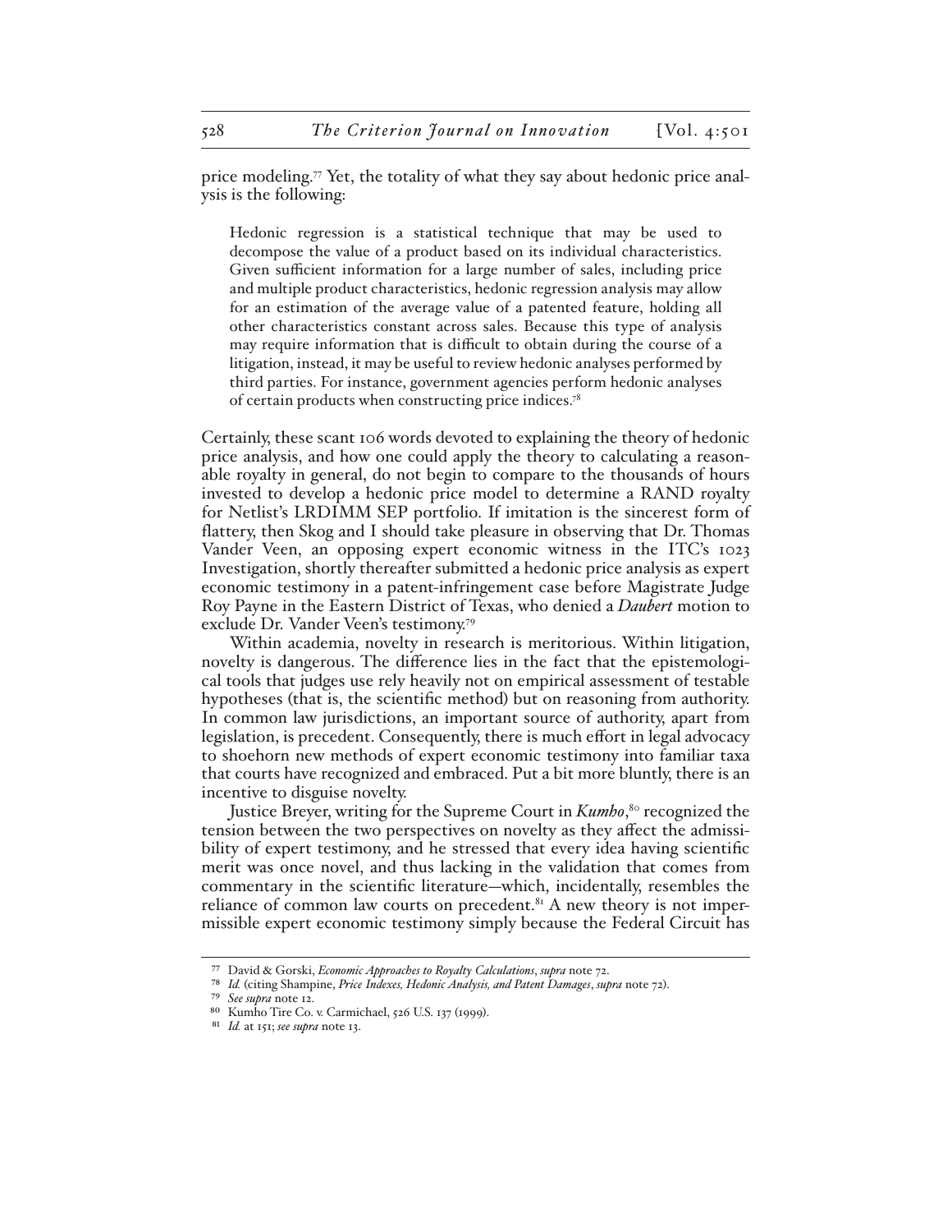price modeling.[77] Yet, the totality of what they say about hedonic price analysis is the following:

> Hedonic regression is a statistical technique that may be used to decompose the value of a product based on its individual characteristics. Given sufficient information for a large number of sales, including price and multiple product characteristics, hedonic regression analysis may allow for an estimation of the average value of a patented feature, holding all other characteristics constant across sales. Because this type of analysis may require information that is difficult to obtain during the course of a litigation, instead, it may be useful to review hedonic analyses performed by third parties. For instance, government agencies perform hedonic analyses of certain products when constructing price indices.[78]

Certainly, these scant 106 words devoted to explaining the theory of hedonic price analysis, and how one could apply the theory to calculating a reasonable royalty in general, do not begin to compare to the thousands of hours invested to develop a hedonic price model to determine a RAND royalty for Netlist's LRDIMM SEP portfolio. If imitation is the sincerest form of flattery, then Skog and I should take pleasure in observing that Dr. Thomas Vander Veen, an opposing expert economic witness in the ITC's 1023 Investigation, shortly thereafter submitted a hedonic price analysis as expert economic testimony in a patent-infringement case before Magistrate Judge Roy Payne in the Eastern District of Texas, who denied a *Daubert* motion to exclude Dr. Vander Veen's testimony.[79]

Within academia, novelty in research is meritorious. Within litigation, novelty is dangerous. The difference lies in the fact that the epistemological tools that judges use rely heavily not on empirical assessment of testable hypotheses (that is, the scientific method) but on reasoning from authority. In common law jurisdictions, an important source of authority, apart from legislation, is precedent. Consequently, there is much effort in legal advocacy to shoehorn new methods of expert economic testimony into familiar taxa that courts have recognized and embraced. Put a bit more bluntly, there is an incentive to disguise novelty.

Justice Breyer, writing for the Supreme Court in *Kumho*,[80] recognized the tension between the two perspectives on novelty as they affect the admissibility of expert testimony, and he stressed that every idea having scientific merit was once novel, and thus lacking in the validation that comes from commentary in the scientific literature—which, incidentally, resembles the reliance of common law courts on precedent.[81] A new theory is not impermissible expert economic testimony simply because the Federal Circuit has

---

[77] David & Gorski, *Economic Approaches to Royalty Calculations*, *supra* note 72.

[78] *Id.* (citing Shampine, *Price Indexes, Hedonic Analysis, and Patent Damages*, *supra* note 72).

[79] *See supra* note 12.

[80] Kumho Tire Co. v. Carmichael, 526 U.S. 137 (1999).

[81] *Id.* at 151; *see supra* note 13.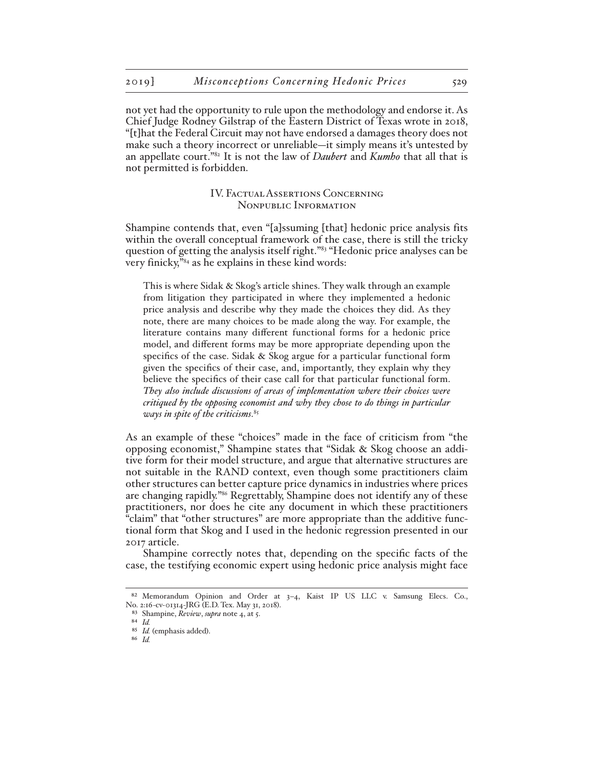not yet had the opportunity to rule upon the methodology and endorse it. As Chief Judge Rodney Gilstrap of the Eastern District of Texas wrote in 2018, "[t]hat the Federal Circuit may not have endorsed a damages theory does not make such a theory incorrect or unreliable—it simply means it's untested by an appellate court."[82] It is not the law of *Daubert* and *Kumho* that all that is not permitted is forbidden.

## IV. Factual Assertions Concerning Nonpublic Information

Shampine contends that, even "[a]ssuming [that] hedonic price analysis fits within the overall conceptual framework of the case, there is still the tricky question of getting the analysis itself right."[83] "Hedonic price analyses can be very finicky,"[84] as he explains in these kind words:

> This is where Sidak & Skog's article shines. They walk through an example from litigation they participated in where they implemented a hedonic price analysis and describe why they made the choices they did. As they note, there are many choices to be made along the way. For example, the literature contains many different functional forms for a hedonic price model, and different forms may be more appropriate depending upon the specifics of the case. Sidak & Skog argue for a particular functional form given the specifics of their case, and, importantly, they explain why they believe the specifics of their case call for that particular functional form. *They also include discussions of areas of implementation where their choices were critiqued by the opposing economist and why they chose to do things in particular ways in spite of the criticisms.*[85]

As an example of these "choices" made in the face of criticism from "the opposing economist," Shampine states that "Sidak & Skog choose an additive form for their model structure, and argue that alternative structures are not suitable in the RAND context, even though some practitioners claim other structures can better capture price dynamics in industries where prices are changing rapidly."[86] Regrettably, Shampine does not identify any of these practitioners, nor does he cite any document in which these practitioners "claim" that "other structures" are more appropriate than the additive functional form that Skog and I used in the hedonic regression presented in our 2017 article.

Shampine correctly notes that, depending on the specific facts of the case, the testifying economic expert using hedonic price analysis might face

---

[82] Memorandum Opinion and Order at 3–4, Kaist IP US LLC v. Samsung Elecs. Co., No. 2:16-cv-01314-JRG (E.D. Tex. May 31, 2018).

[83] Shampine, *Review*, *supra* note 4, at 5.

[84] *Id.*

[85] *Id.* (emphasis added).

[86] *Id.*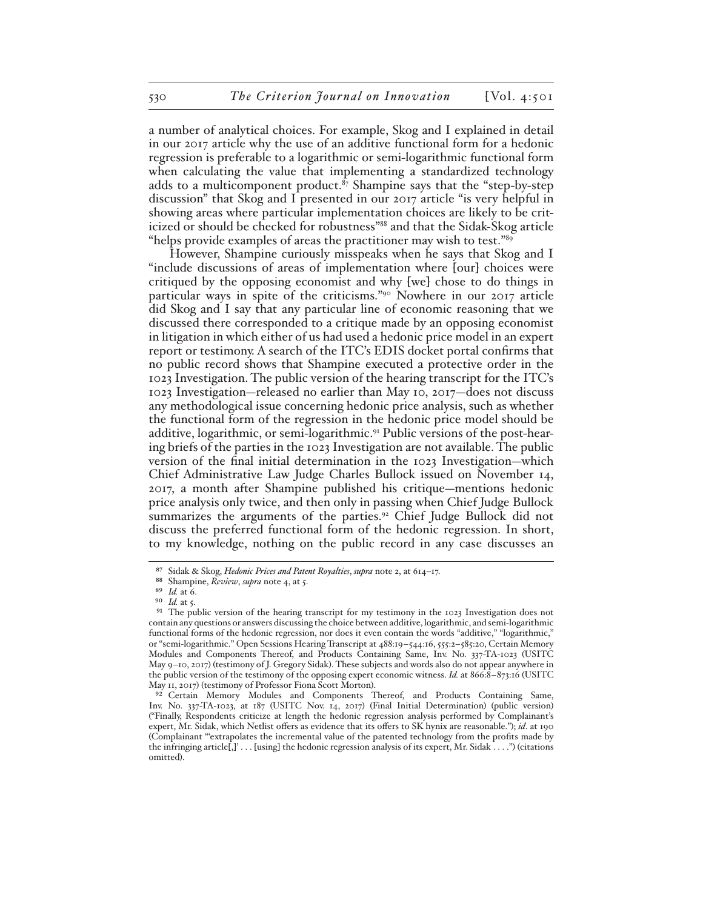a number of analytical choices. For example, Skog and I explained in detail in our 2017 article why the use of an additive functional form for a hedonic regression is preferable to a logarithmic or semi-logarithmic functional form when calculating the value that implementing a standardized technology adds to a multicomponent product.[87] Shampine says that the "step-by-step discussion" that Skog and I presented in our 2017 article "is very helpful in showing areas where particular implementation choices are likely to be criticized or should be checked for robustness"[88] and that the Sidak-Skog article "helps provide examples of areas the practitioner may wish to test."[89]

However, Shampine curiously misspeaks when he says that Skog and I "include discussions of areas of implementation where [our] choices were critiqued by the opposing economist and why [we] chose to do things in particular ways in spite of the criticisms."[90] Nowhere in our 2017 article did Skog and I say that any particular line of economic reasoning that we discussed there corresponded to a critique made by an opposing economist in litigation in which either of us had used a hedonic price model in an expert report or testimony. A search of the ITC's EDIS docket portal confirms that no public record shows that Shampine executed a protective order in the 1023 Investigation. The public version of the hearing transcript for the ITC's 1023 Investigation—released no earlier than May 10, 2017—does not discuss any methodological issue concerning hedonic price analysis, such as whether the functional form of the regression in the hedonic price model should be additive, logarithmic, or semi-logarithmic.[91] Public versions of the post-hearing briefs of the parties in the 1023 Investigation are not available. The public version of the final initial determination in the 1023 Investigation—which Chief Administrative Law Judge Charles Bullock issued on November 14, 2017, a month after Shampine published his critique—mentions hedonic price analysis only twice, and then only in passing when Chief Judge Bullock summarizes the arguments of the parties.[92] Chief Judge Bullock did not discuss the preferred functional form of the hedonic regression. In short, to my knowledge, nothing on the public record in any case discusses an

---

[87] Sidak & Skog, *Hedonic Prices and Patent Royalties*, *supra* note 2, at 614–17.

[88] Shampine, *Review*, *supra* note 4, at 5.

[89] *Id.* at 6.

[90] *Id.* at 5.

[91] The public version of the hearing transcript for my testimony in the 1023 Investigation does not contain any questions or answers discussing the choice between additive, logarithmic, and semi-logarithmic functional forms of the hedonic regression, nor does it even contain the words "additive," "logarithmic," or "semi-logarithmic." Open Sessions Hearing Transcript at 488:19–544:16, 555:2–585:20, Certain Memory Modules and Components Thereof, and Products Containing Same, Inv. No. 337-TA-1023 (USITC May 9–10, 2017) (testimony of J. Gregory Sidak). These subjects and words also do not appear anywhere in the public version of the testimony of the opposing expert economic witness. *Id.* at 866:8–873:16 (USITC May 11, 2017) (testimony of Professor Fiona Scott Morton).

[92] Certain Memory Modules and Components Thereof, and Products Containing Same, Inv. No. 337-TA-1023, at 187 (USITC Nov. 14, 2017) (Final Initial Determination) (public version) ("Finally, Respondents criticize at length the hedonic regression analysis performed by Complainant's expert, Mr. Sidak, which Netlist offers as evidence that its offers to SK hynix are reasonable."); *id.* at 190 (Complainant "'extrapolates the incremental value of the patented technology from the profits made by the infringing article[,]' . . . [using] the hedonic regression analysis of its expert, Mr. Sidak . . . .") (citations omitted).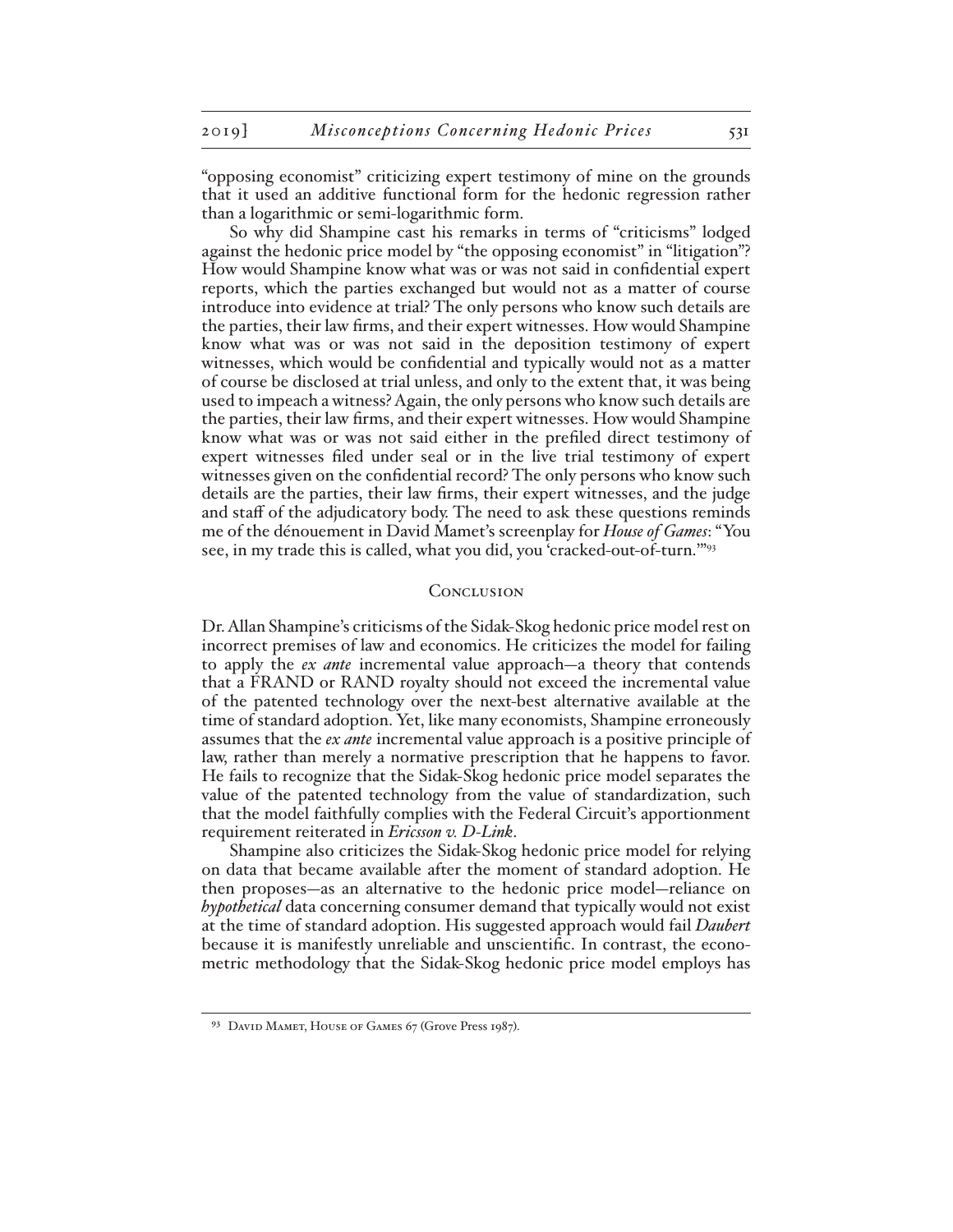"opposing economist" criticizing expert testimony of mine on the grounds that it used an additive functional form for the hedonic regression rather than a logarithmic or semi-logarithmic form.

So why did Shampine cast his remarks in terms of "criticisms" lodged against the hedonic price model by "the opposing economist" in "litigation"? How would Shampine know what was or was not said in confidential expert reports, which the parties exchanged but would not as a matter of course introduce into evidence at trial? The only persons who know such details are the parties, their law firms, and their expert witnesses. How would Shampine know what was or was not said in the deposition testimony of expert witnesses, which would be confidential and typically would not as a matter of course be disclosed at trial unless, and only to the extent that, it was being used to impeach a witness? Again, the only persons who know such details are the parties, their law firms, and their expert witnesses. How would Shampine know what was or was not said either in the prefiled direct testimony of expert witnesses filed under seal or in the live trial testimony of expert witnesses given on the confidential record? The only persons who know such details are the parties, their law firms, their expert witnesses, and the judge and staff of the adjudicatory body. The need to ask these questions reminds me of the dénouement in David Mamet's screenplay for *House of Games*: "You see, in my trade this is called, what you did, you 'cracked-out-of-turn.'"[93]

## Conclusion

Dr. Allan Shampine's criticisms of the Sidak-Skog hedonic price model rest on incorrect premises of law and economics. He criticizes the model for failing to apply the *ex ante* incremental value approach—a theory that contends that a FRAND or RAND royalty should not exceed the incremental value of the patented technology over the next-best alternative available at the time of standard adoption. Yet, like many economists, Shampine erroneously assumes that the *ex ante* incremental value approach is a positive principle of law, rather than merely a normative prescription that he happens to favor. He fails to recognize that the Sidak-Skog hedonic price model separates the value of the patented technology from the value of standardization, such that the model faithfully complies with the Federal Circuit's apportionment requirement reiterated in *Ericsson v. D-Link*.

Shampine also criticizes the Sidak-Skog hedonic price model for relying on data that became available after the moment of standard adoption. He then proposes—as an alternative to the hedonic price model—reliance on *hypothetical* data concerning consumer demand that typically would not exist at the time of standard adoption. His suggested approach would fail *Daubert* because it is manifestly unreliable and unscientific. In contrast, the econometric methodology that the Sidak-Skog hedonic price model employs has

---

[93] David Mamet, House of Games 67 (Grove Press 1987).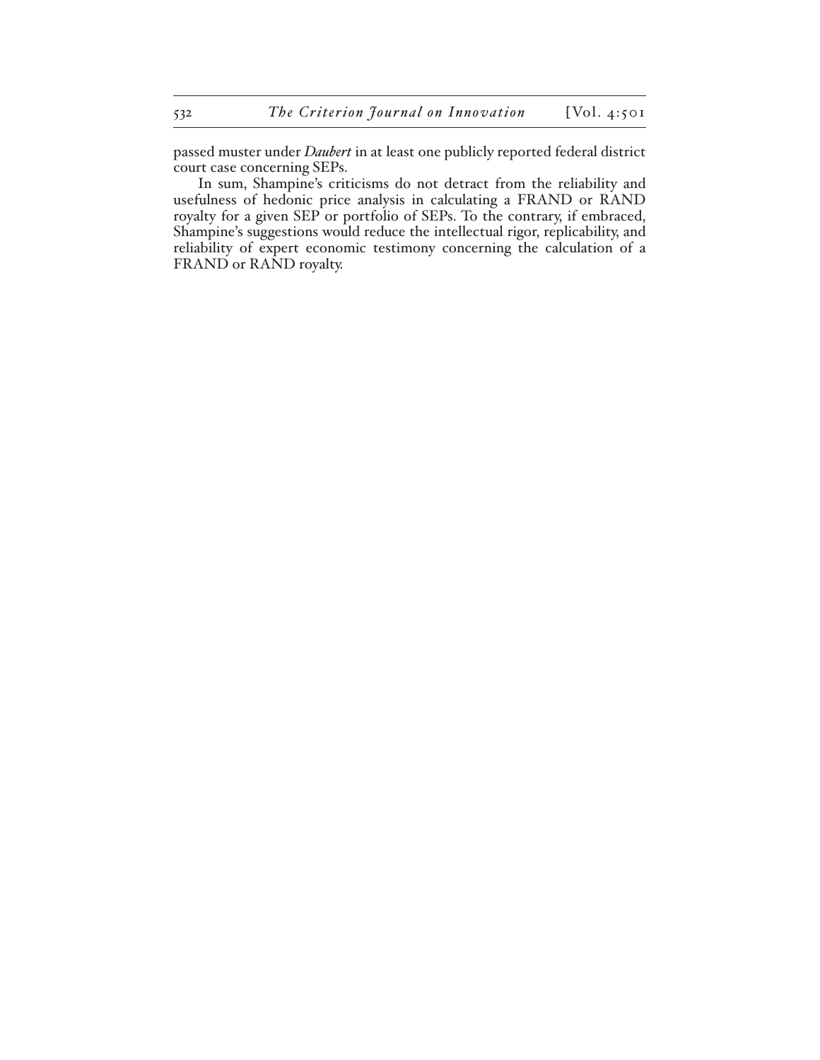passed muster under *Daubert* in at least one publicly reported federal district court case concerning SEPs.

In sum, Shampine's criticisms do not detract from the reliability and usefulness of hedonic price analysis in calculating a FRAND or RAND royalty for a given SEP or portfolio of SEPs. To the contrary, if embraced, Shampine's suggestions would reduce the intellectual rigor, replicability, and reliability of expert economic testimony concerning the calculation of a FRAND or RAND royalty.